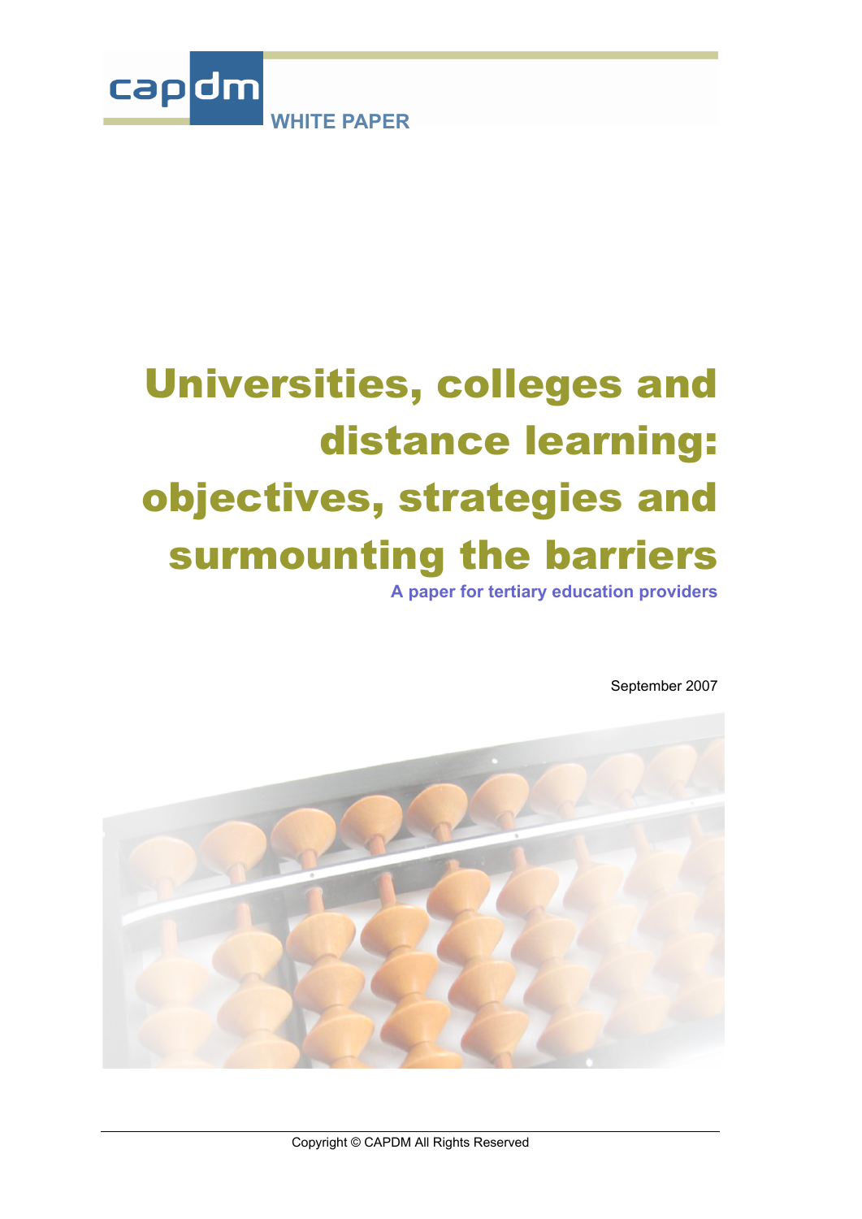capdm

WHITE PAPER

# Universities, colleges and distance learning: objectives, strategies and surmounting the barriers

**A paper for tertiary education providers**

September 2007

Copyright © CAPDM All Rights Reserved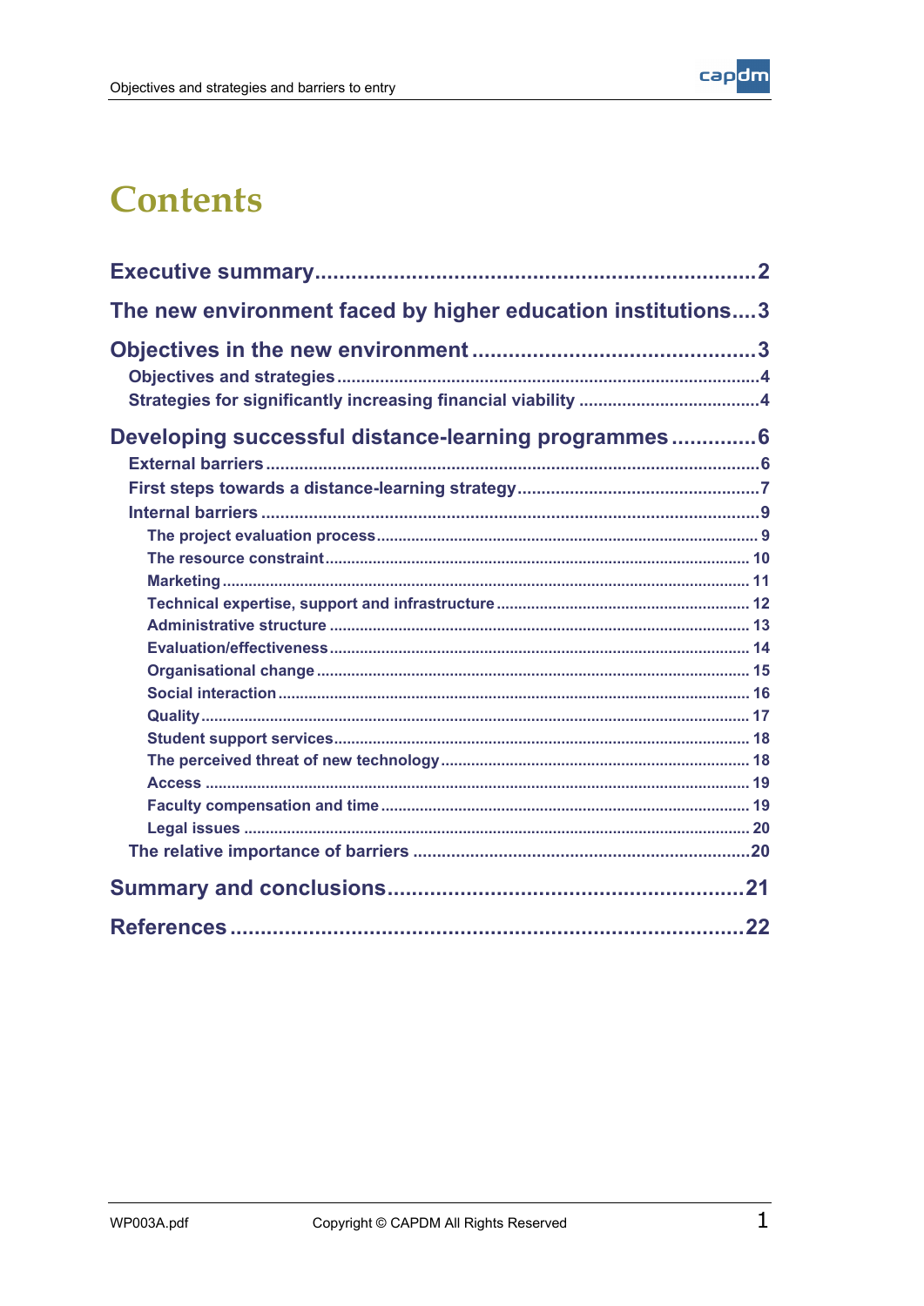# Contents

**Executive summary** .......... 2

**The new environment faced by higher education institutions** .......... 3

**Objectives in the new environment** .......... 3

- Objectives and strategies .......... 4
- Strategies for significantly increasing financial viability .......... 4

**Developing successful distance-learning programmes** .......... 6

- External barriers .......... 6
- First steps towards a distance-learning strategy .......... 7
- Internal barriers .......... 9
  - The project evaluation process .......... 9
  - The resource constraint .......... 10
  - Marketing .......... 11
  - Technical expertise, support and infrastructure .......... 12
  - Administrative structure .......... 13
  - Evaluation/effectiveness .......... 14
  - Organisational change .......... 15
  - Social interaction .......... 16
  - Quality .......... 17
  - Student support services .......... 18
  - The perceived threat of new technology .......... 18
  - Access .......... 19
  - Faculty compensation and time .......... 19
  - Legal issues .......... 20
- The relative importance of barriers .......... 20

**Summary and conclusions** .......... 21

**References** .......... 22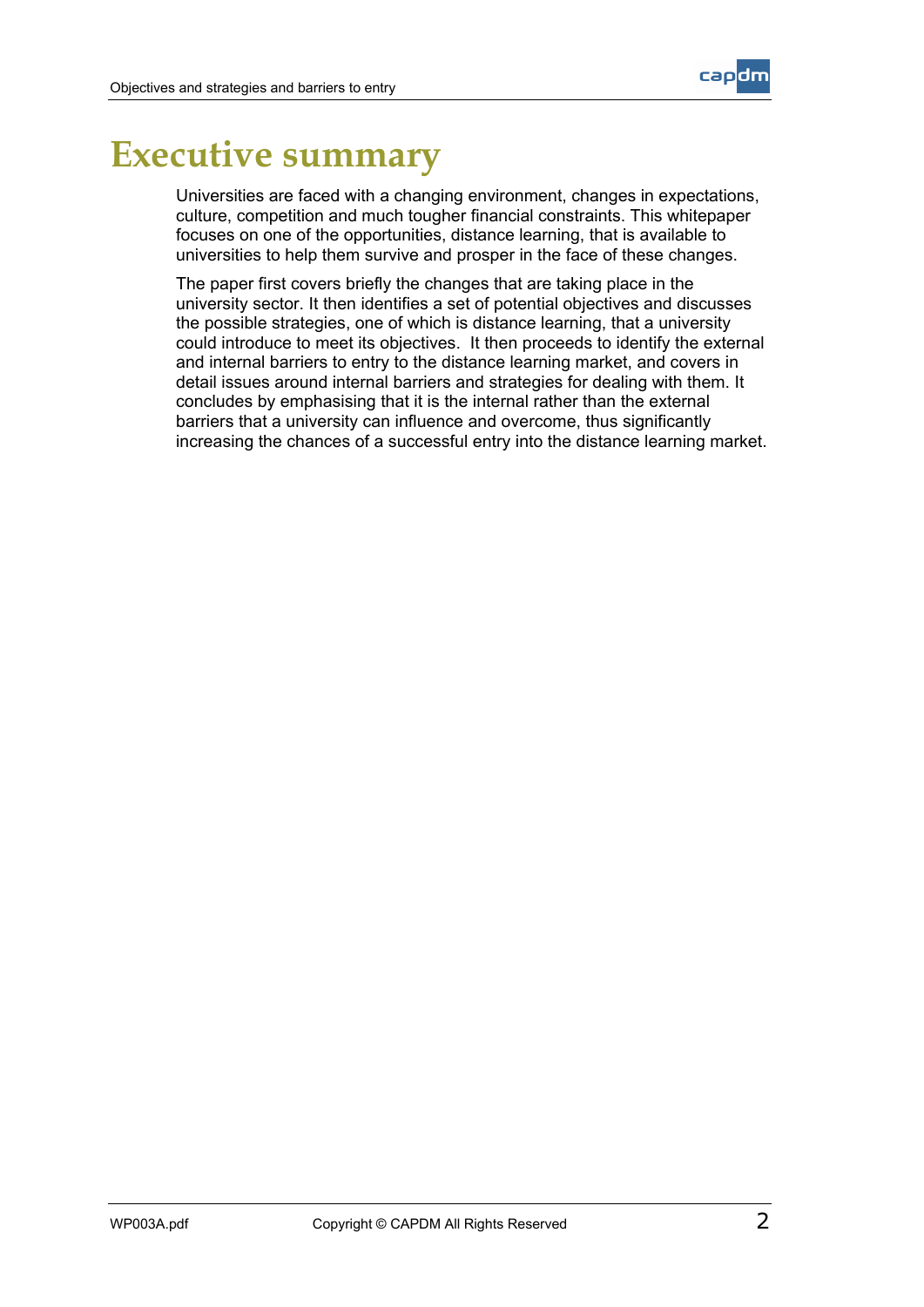# Executive summary

Universities are faced with a changing environment, changes in expectations, culture, competition and much tougher financial constraints. This whitepaper focuses on one of the opportunities, distance learning, that is available to universities to help them survive and prosper in the face of these changes.

The paper first covers briefly the changes that are taking place in the university sector. It then identifies a set of potential objectives and discusses the possible strategies, one of which is distance learning, that a university could introduce to meet its objectives. It then proceeds to identify the external and internal barriers to entry to the distance learning market, and covers in detail issues around internal barriers and strategies for dealing with them. It concludes by emphasising that it is the internal rather than the external barriers that a university can influence and overcome, thus significantly increasing the chances of a successful entry into the distance learning market.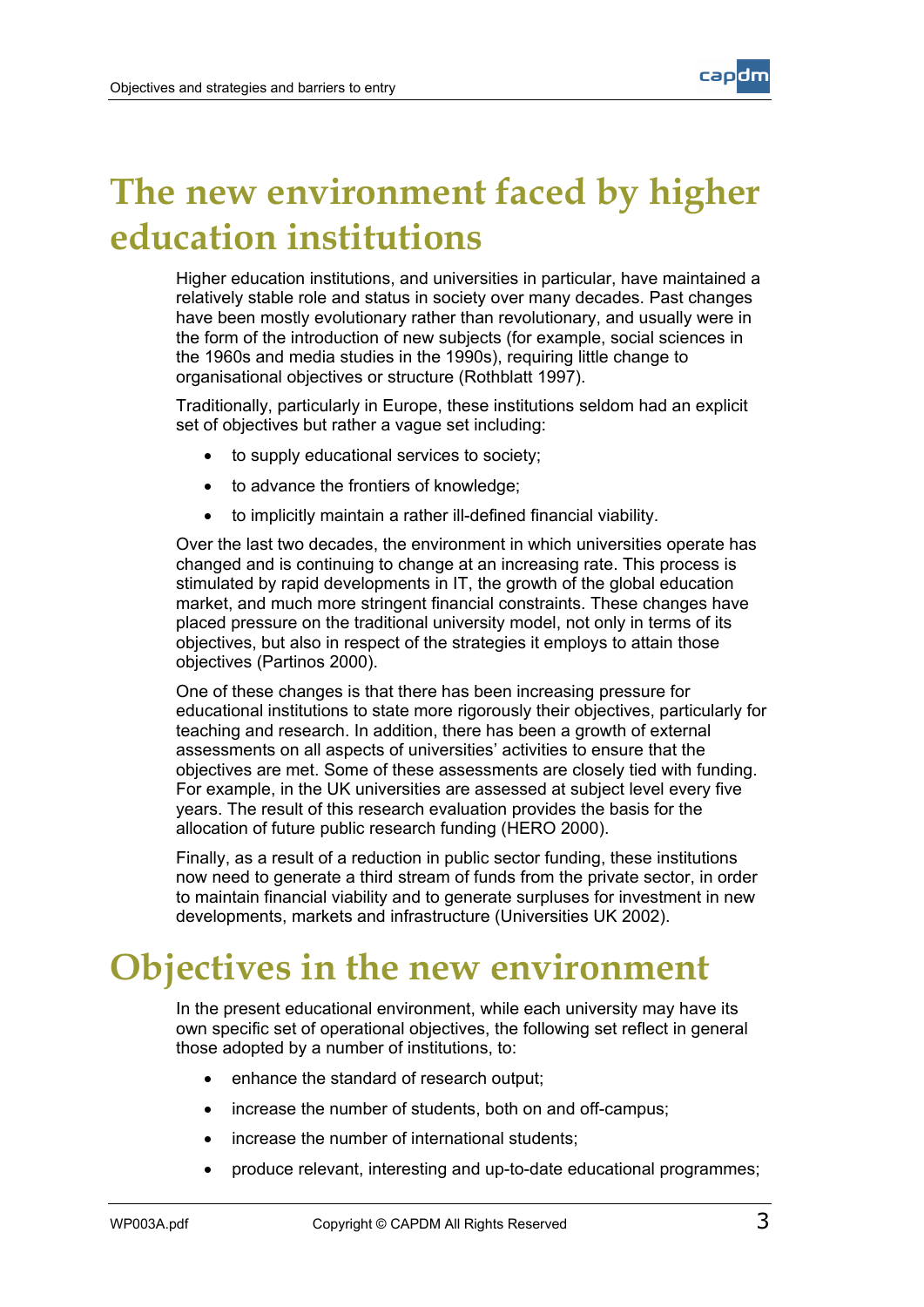# The new environment faced by higher education institutions

Higher education institutions, and universities in particular, have maintained a relatively stable role and status in society over many decades. Past changes have been mostly evolutionary rather than revolutionary, and usually were in the form of the introduction of new subjects (for example, social sciences in the 1960s and media studies in the 1990s), requiring little change to organisational objectives or structure (Rothblatt 1997).

Traditionally, particularly in Europe, these institutions seldom had an explicit set of objectives but rather a vague set including:

- to supply educational services to society;
- to advance the frontiers of knowledge;
- to implicitly maintain a rather ill-defined financial viability.

Over the last two decades, the environment in which universities operate has changed and is continuing to change at an increasing rate. This process is stimulated by rapid developments in IT, the growth of the global education market, and much more stringent financial constraints. These changes have placed pressure on the traditional university model, not only in terms of its objectives, but also in respect of the strategies it employs to attain those objectives (Partinos 2000).

One of these changes is that there has been increasing pressure for educational institutions to state more rigorously their objectives, particularly for teaching and research. In addition, there has been a growth of external assessments on all aspects of universities' activities to ensure that the objectives are met. Some of these assessments are closely tied with funding. For example, in the UK universities are assessed at subject level every five years. The result of this research evaluation provides the basis for the allocation of future public research funding (HERO 2000).

Finally, as a result of a reduction in public sector funding, these institutions now need to generate a third stream of funds from the private sector, in order to maintain financial viability and to generate surpluses for investment in new developments, markets and infrastructure (Universities UK 2002).

# Objectives in the new environment

In the present educational environment, while each university may have its own specific set of operational objectives, the following set reflect in general those adopted by a number of institutions, to:

- enhance the standard of research output;
- increase the number of students, both on and off-campus;
- increase the number of international students;
- produce relevant, interesting and up-to-date educational programmes;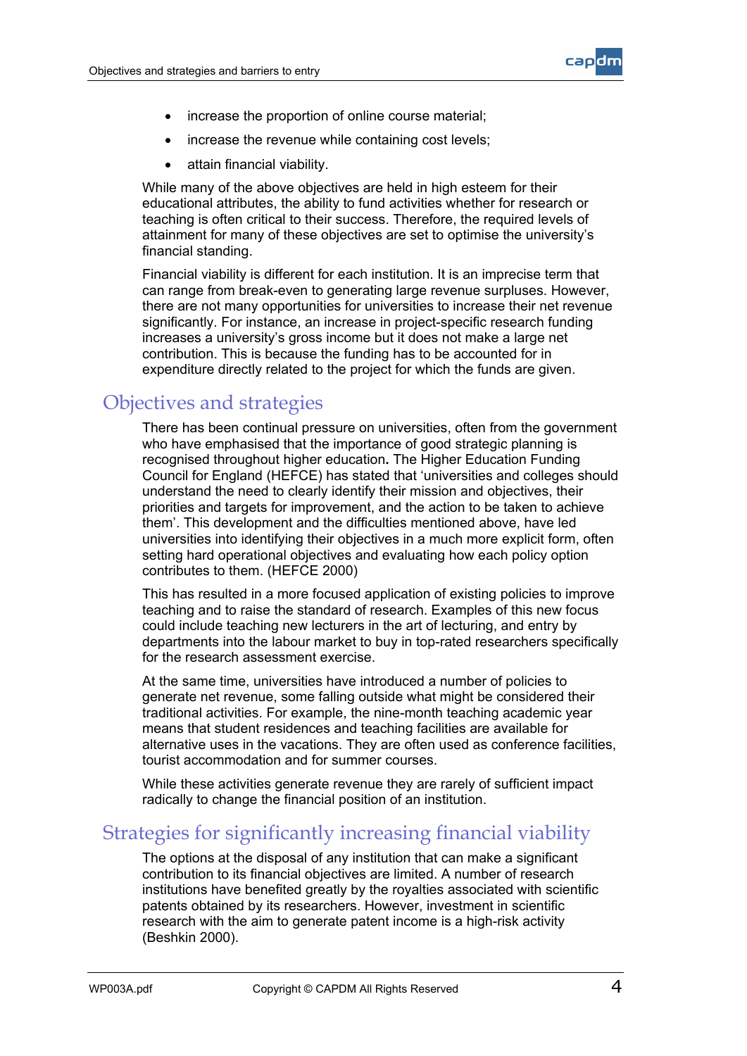- increase the proportion of online course material;
- increase the revenue while containing cost levels;
- attain financial viability.

While many of the above objectives are held in high esteem for their educational attributes, the ability to fund activities whether for research or teaching is often critical to their success. Therefore, the required levels of attainment for many of these objectives are set to optimise the university's financial standing.

Financial viability is different for each institution. It is an imprecise term that can range from break-even to generating large revenue surpluses. However, there are not many opportunities for universities to increase their net revenue significantly. For instance, an increase in project-specific research funding increases a university's gross income but it does not make a large net contribution. This is because the funding has to be accounted for in expenditure directly related to the project for which the funds are given.

## Objectives and strategies

There has been continual pressure on universities, often from the government who have emphasised that the importance of good strategic planning is recognised throughout higher education**.** The Higher Education Funding Council for England (HEFCE) has stated that 'universities and colleges should understand the need to clearly identify their mission and objectives, their priorities and targets for improvement, and the action to be taken to achieve them'. This development and the difficulties mentioned above, have led universities into identifying their objectives in a much more explicit form, often setting hard operational objectives and evaluating how each policy option contributes to them. (HEFCE 2000)

This has resulted in a more focused application of existing policies to improve teaching and to raise the standard of research. Examples of this new focus could include teaching new lecturers in the art of lecturing, and entry by departments into the labour market to buy in top-rated researchers specifically for the research assessment exercise.

At the same time, universities have introduced a number of policies to generate net revenue, some falling outside what might be considered their traditional activities. For example, the nine-month teaching academic year means that student residences and teaching facilities are available for alternative uses in the vacations. They are often used as conference facilities, tourist accommodation and for summer courses.

While these activities generate revenue they are rarely of sufficient impact radically to change the financial position of an institution.

## Strategies for significantly increasing financial viability

The options at the disposal of any institution that can make a significant contribution to its financial objectives are limited. A number of research institutions have benefited greatly by the royalties associated with scientific patents obtained by its researchers. However, investment in scientific research with the aim to generate patent income is a high-risk activity (Beshkin 2000).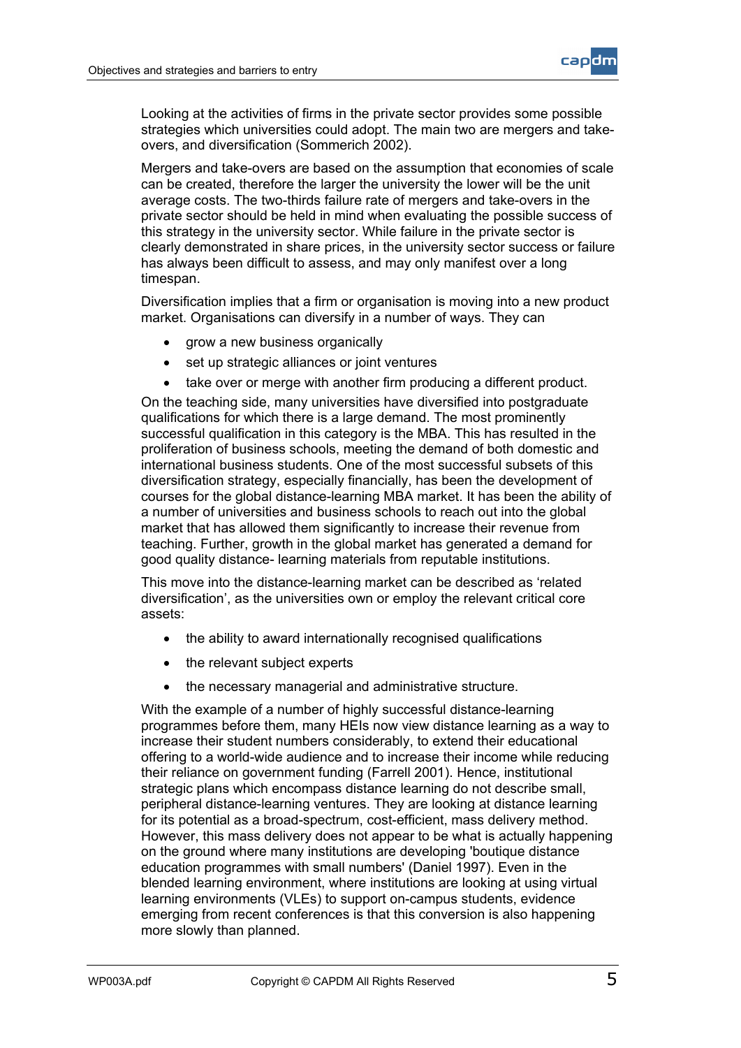Looking at the activities of firms in the private sector provides some possible strategies which universities could adopt. The main two are mergers and take-overs, and diversification (Sommerich 2002).

Mergers and take-overs are based on the assumption that economies of scale can be created, therefore the larger the university the lower will be the unit average costs. The two-thirds failure rate of mergers and take-overs in the private sector should be held in mind when evaluating the possible success of this strategy in the university sector. While failure in the private sector is clearly demonstrated in share prices, in the university sector success or failure has always been difficult to assess, and may only manifest over a long timespan.

Diversification implies that a firm or organisation is moving into a new product market. Organisations can diversify in a number of ways. They can

- grow a new business organically
- set up strategic alliances or joint ventures
- take over or merge with another firm producing a different product.

On the teaching side, many universities have diversified into postgraduate qualifications for which there is a large demand. The most prominently successful qualification in this category is the MBA. This has resulted in the proliferation of business schools, meeting the demand of both domestic and international business students. One of the most successful subsets of this diversification strategy, especially financially, has been the development of courses for the global distance-learning MBA market. It has been the ability of a number of universities and business schools to reach out into the global market that has allowed them significantly to increase their revenue from teaching. Further, growth in the global market has generated a demand for good quality distance- learning materials from reputable institutions.

This move into the distance-learning market can be described as 'related diversification', as the universities own or employ the relevant critical core assets:

- the ability to award internationally recognised qualifications
- the relevant subject experts
- the necessary managerial and administrative structure.

With the example of a number of highly successful distance-learning programmes before them, many HEIs now view distance learning as a way to increase their student numbers considerably, to extend their educational offering to a world-wide audience and to increase their income while reducing their reliance on government funding (Farrell 2001). Hence, institutional strategic plans which encompass distance learning do not describe small, peripheral distance-learning ventures. They are looking at distance learning for its potential as a broad-spectrum, cost-efficient, mass delivery method. However, this mass delivery does not appear to be what is actually happening on the ground where many institutions are developing 'boutique distance education programmes with small numbers' (Daniel 1997). Even in the blended learning environment, where institutions are looking at using virtual learning environments (VLEs) to support on-campus students, evidence emerging from recent conferences is that this conversion is also happening more slowly than planned.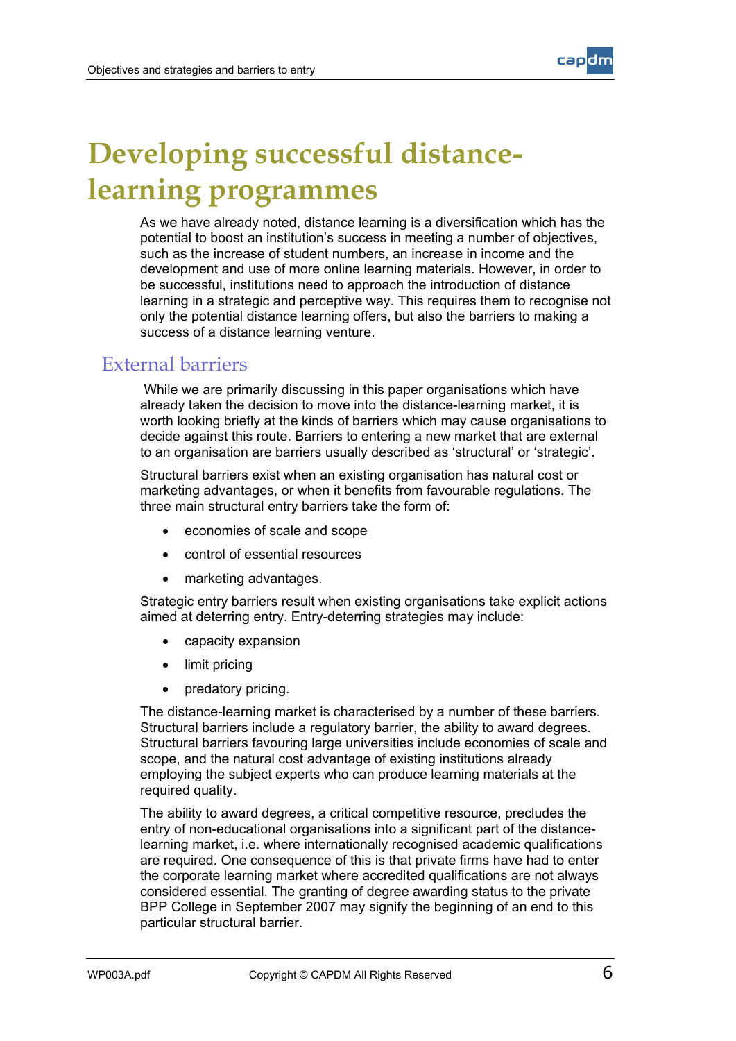# Developing successful distance-learning programmes

As we have already noted, distance learning is a diversification which has the potential to boost an institution's success in meeting a number of objectives, such as the increase of student numbers, an increase in income and the development and use of more online learning materials. However, in order to be successful, institutions need to approach the introduction of distance learning in a strategic and perceptive way. This requires them to recognise not only the potential distance learning offers, but also the barriers to making a success of a distance learning venture.

## External barriers

While we are primarily discussing in this paper organisations which have already taken the decision to move into the distance-learning market, it is worth looking briefly at the kinds of barriers which may cause organisations to decide against this route. Barriers to entering a new market that are external to an organisation are barriers usually described as 'structural' or 'strategic'.

Structural barriers exist when an existing organisation has natural cost or marketing advantages, or when it benefits from favourable regulations. The three main structural entry barriers take the form of:

- economies of scale and scope
- control of essential resources
- marketing advantages.

Strategic entry barriers result when existing organisations take explicit actions aimed at deterring entry. Entry-deterring strategies may include:

- capacity expansion
- limit pricing
- predatory pricing.

The distance-learning market is characterised by a number of these barriers. Structural barriers include a regulatory barrier, the ability to award degrees. Structural barriers favouring large universities include economies of scale and scope, and the natural cost advantage of existing institutions already employing the subject experts who can produce learning materials at the required quality.

The ability to award degrees, a critical competitive resource, precludes the entry of non-educational organisations into a significant part of the distance-learning market, i.e. where internationally recognised academic qualifications are required. One consequence of this is that private firms have had to enter the corporate learning market where accredited qualifications are not always considered essential. The granting of degree awarding status to the private BPP College in September 2007 may signify the beginning of an end to this particular structural barrier.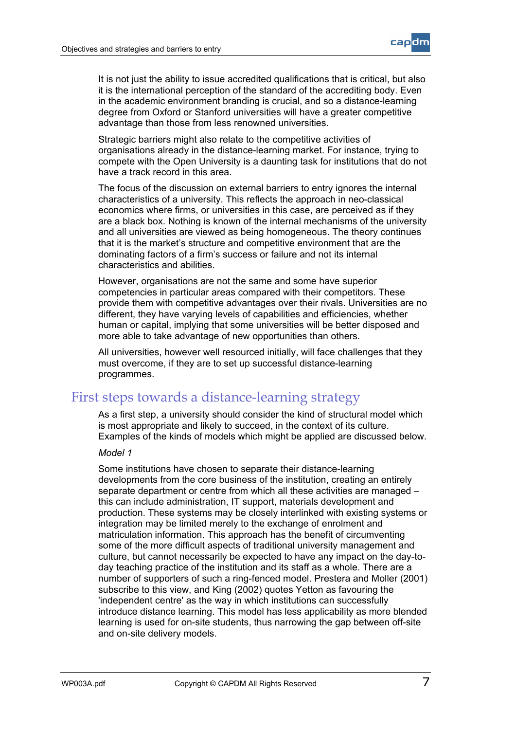It is not just the ability to issue accredited qualifications that is critical, but also it is the international perception of the standard of the accrediting body. Even in the academic environment branding is crucial, and so a distance-learning degree from Oxford or Stanford universities will have a greater competitive advantage than those from less renowned universities.

Strategic barriers might also relate to the competitive activities of organisations already in the distance-learning market. For instance, trying to compete with the Open University is a daunting task for institutions that do not have a track record in this area.

The focus of the discussion on external barriers to entry ignores the internal characteristics of a university. This reflects the approach in neo-classical economics where firms, or universities in this case, are perceived as if they are a black box. Nothing is known of the internal mechanisms of the university and all universities are viewed as being homogeneous. The theory continues that it is the market's structure and competitive environment that are the dominating factors of a firm's success or failure and not its internal characteristics and abilities.

However, organisations are not the same and some have superior competencies in particular areas compared with their competitors. These provide them with competitive advantages over their rivals. Universities are no different, they have varying levels of capabilities and efficiencies, whether human or capital, implying that some universities will be better disposed and more able to take advantage of new opportunities than others.

All universities, however well resourced initially, will face challenges that they must overcome, if they are to set up successful distance-learning programmes.

## First steps towards a distance-learning strategy

As a first step, a university should consider the kind of structural model which is most appropriate and likely to succeed, in the context of its culture. Examples of the kinds of models which might be applied are discussed below.

*Model 1*

Some institutions have chosen to separate their distance-learning developments from the core business of the institution, creating an entirely separate department or centre from which all these activities are managed – this can include administration, IT support, materials development and production. These systems may be closely interlinked with existing systems or integration may be limited merely to the exchange of enrolment and matriculation information. This approach has the benefit of circumventing some of the more difficult aspects of traditional university management and culture, but cannot necessarily be expected to have any impact on the day-to-day teaching practice of the institution and its staff as a whole. There are a number of supporters of such a ring-fenced model. Prestera and Moller (2001) subscribe to this view, and King (2002) quotes Yetton as favouring the 'independent centre' as the way in which institutions can successfully introduce distance learning. This model has less applicability as more blended learning is used for on-site students, thus narrowing the gap between off-site and on-site delivery models.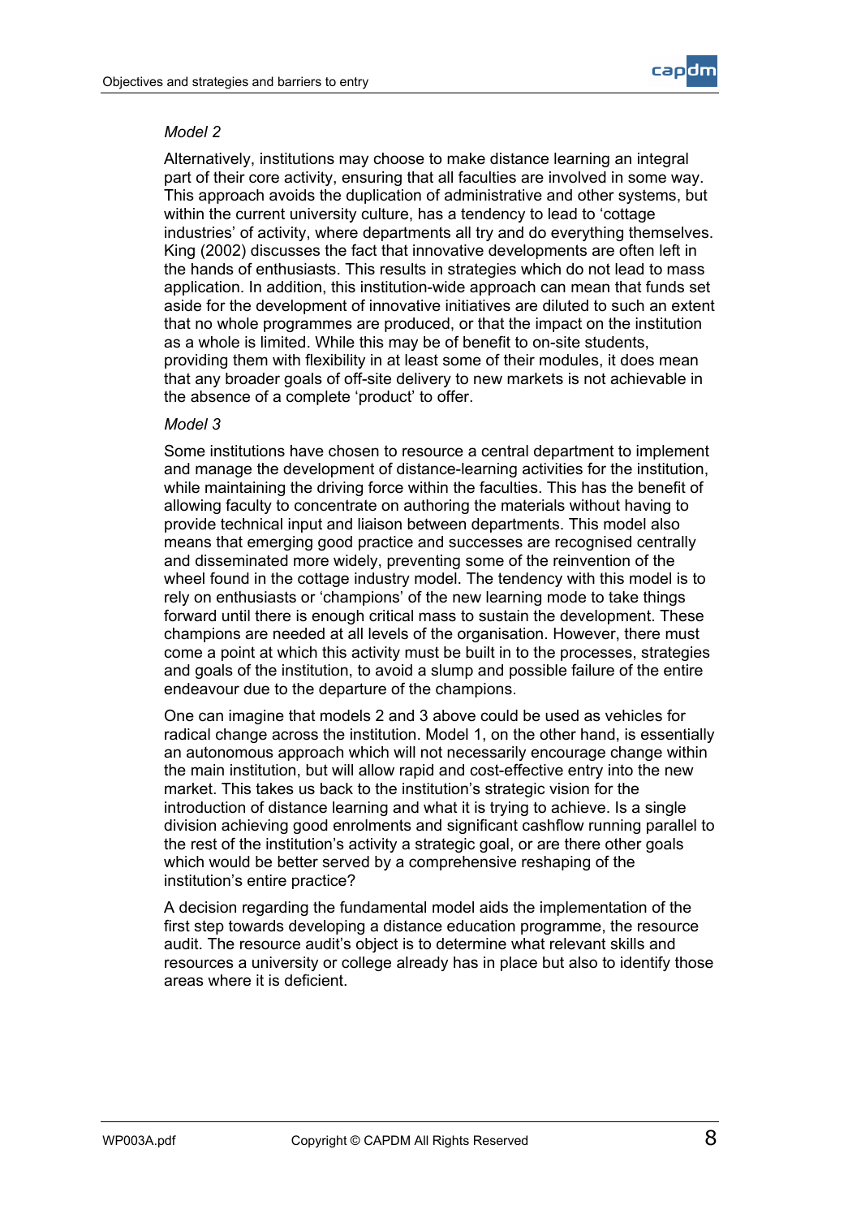*Model 2*

Alternatively, institutions may choose to make distance learning an integral part of their core activity, ensuring that all faculties are involved in some way. This approach avoids the duplication of administrative and other systems, but within the current university culture, has a tendency to lead to 'cottage industries' of activity, where departments all try and do everything themselves. King (2002) discusses the fact that innovative developments are often left in the hands of enthusiasts. This results in strategies which do not lead to mass application. In addition, this institution-wide approach can mean that funds set aside for the development of innovative initiatives are diluted to such an extent that no whole programmes are produced, or that the impact on the institution as a whole is limited. While this may be of benefit to on-site students, providing them with flexibility in at least some of their modules, it does mean that any broader goals of off-site delivery to new markets is not achievable in the absence of a complete 'product' to offer.

*Model 3*

Some institutions have chosen to resource a central department to implement and manage the development of distance-learning activities for the institution, while maintaining the driving force within the faculties. This has the benefit of allowing faculty to concentrate on authoring the materials without having to provide technical input and liaison between departments. This model also means that emerging good practice and successes are recognised centrally and disseminated more widely, preventing some of the reinvention of the wheel found in the cottage industry model. The tendency with this model is to rely on enthusiasts or 'champions' of the new learning mode to take things forward until there is enough critical mass to sustain the development. These champions are needed at all levels of the organisation. However, there must come a point at which this activity must be built in to the processes, strategies and goals of the institution, to avoid a slump and possible failure of the entire endeavour due to the departure of the champions.

One can imagine that models 2 and 3 above could be used as vehicles for radical change across the institution. Model 1, on the other hand, is essentially an autonomous approach which will not necessarily encourage change within the main institution, but will allow rapid and cost-effective entry into the new market. This takes us back to the institution's strategic vision for the introduction of distance learning and what it is trying to achieve. Is a single division achieving good enrolments and significant cashflow running parallel to the rest of the institution's activity a strategic goal, or are there other goals which would be better served by a comprehensive reshaping of the institution's entire practice?

A decision regarding the fundamental model aids the implementation of the first step towards developing a distance education programme, the resource audit. The resource audit's object is to determine what relevant skills and resources a university or college already has in place but also to identify those areas where it is deficient.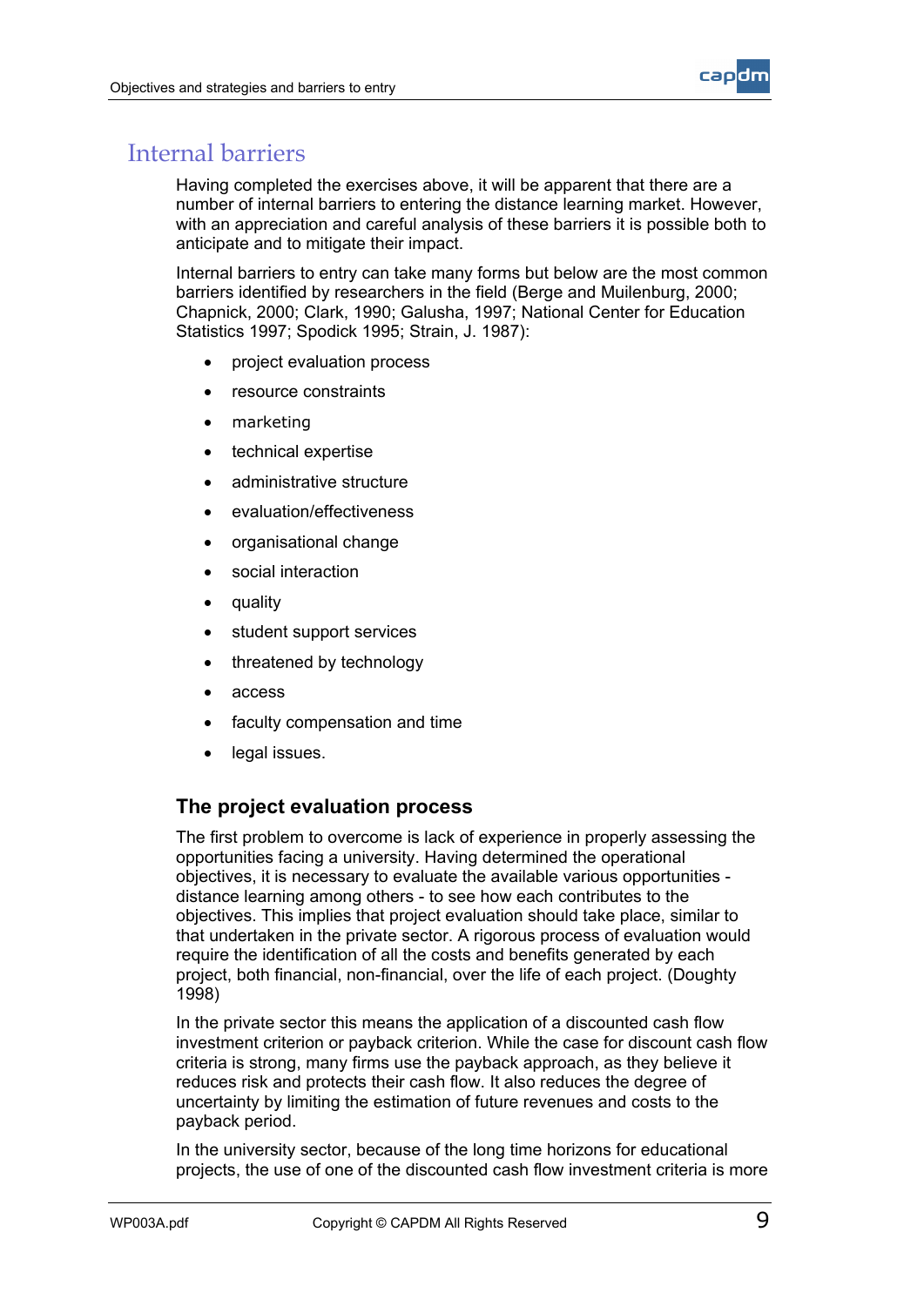## Internal barriers

Having completed the exercises above, it will be apparent that there are a number of internal barriers to entering the distance learning market. However, with an appreciation and careful analysis of these barriers it is possible both to anticipate and to mitigate their impact.

Internal barriers to entry can take many forms but below are the most common barriers identified by researchers in the field (Berge and Muilenburg, 2000; Chapnick, 2000; Clark, 1990; Galusha, 1997; National Center for Education Statistics 1997; Spodick 1995; Strain, J. 1987):

- project evaluation process
- resource constraints
- marketing
- technical expertise
- administrative structure
- evaluation/effectiveness
- organisational change
- social interaction
- quality
- student support services
- threatened by technology
- access
- faculty compensation and time
- legal issues.

### The project evaluation process

The first problem to overcome is lack of experience in properly assessing the opportunities facing a university. Having determined the operational objectives, it is necessary to evaluate the available various opportunities - distance learning among others - to see how each contributes to the objectives. This implies that project evaluation should take place, similar to that undertaken in the private sector. A rigorous process of evaluation would require the identification of all the costs and benefits generated by each project, both financial, non-financial, over the life of each project. (Doughty 1998)

In the private sector this means the application of a discounted cash flow investment criterion or payback criterion. While the case for discount cash flow criteria is strong, many firms use the payback approach, as they believe it reduces risk and protects their cash flow. It also reduces the degree of uncertainty by limiting the estimation of future revenues and costs to the payback period.

In the university sector, because of the long time horizons for educational projects, the use of one of the discounted cash flow investment criteria is more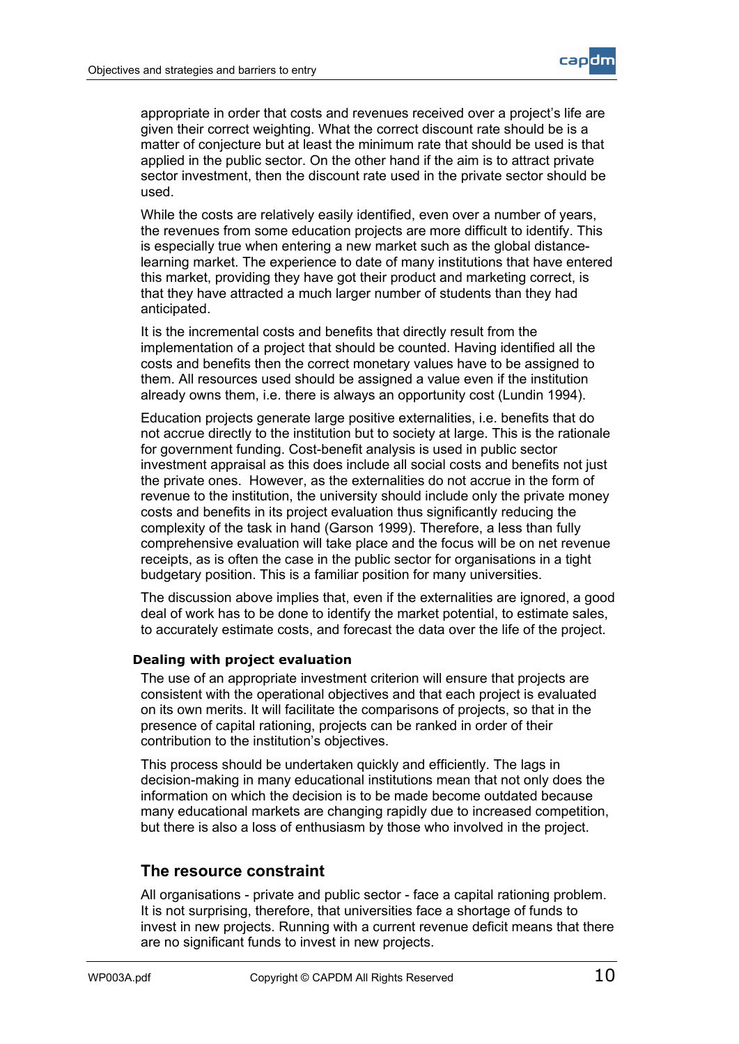appropriate in order that costs and revenues received over a project's life are given their correct weighting. What the correct discount rate should be is a matter of conjecture but at least the minimum rate that should be used is that applied in the public sector. On the other hand if the aim is to attract private sector investment, then the discount rate used in the private sector should be used.

While the costs are relatively easily identified, even over a number of years, the revenues from some education projects are more difficult to identify. This is especially true when entering a new market such as the global distance-learning market. The experience to date of many institutions that have entered this market, providing they have got their product and marketing correct, is that they have attracted a much larger number of students than they had anticipated.

It is the incremental costs and benefits that directly result from the implementation of a project that should be counted. Having identified all the costs and benefits then the correct monetary values have to be assigned to them. All resources used should be assigned a value even if the institution already owns them, i.e. there is always an opportunity cost (Lundin 1994).

Education projects generate large positive externalities, i.e. benefits that do not accrue directly to the institution but to society at large. This is the rationale for government funding. Cost-benefit analysis is used in public sector investment appraisal as this does include all social costs and benefits not just the private ones. However, as the externalities do not accrue in the form of revenue to the institution, the university should include only the private money costs and benefits in its project evaluation thus significantly reducing the complexity of the task in hand (Garson 1999). Therefore, a less than fully comprehensive evaluation will take place and the focus will be on net revenue receipts, as is often the case in the public sector for organisations in a tight budgetary position. This is a familiar position for many universities.

The discussion above implies that, even if the externalities are ignored, a good deal of work has to be done to identify the market potential, to estimate sales, to accurately estimate costs, and forecast the data over the life of the project.

### Dealing with project evaluation

The use of an appropriate investment criterion will ensure that projects are consistent with the operational objectives and that each project is evaluated on its own merits. It will facilitate the comparisons of projects, so that in the presence of capital rationing, projects can be ranked in order of their contribution to the institution's objectives.

This process should be undertaken quickly and efficiently. The lags in decision-making in many educational institutions mean that not only does the information on which the decision is to be made become outdated because many educational markets are changing rapidly due to increased competition, but there is also a loss of enthusiasm by those who involved in the project.

## The resource constraint

All organisations - private and public sector - face a capital rationing problem. It is not surprising, therefore, that universities face a shortage of funds to invest in new projects. Running with a current revenue deficit means that there are no significant funds to invest in new projects.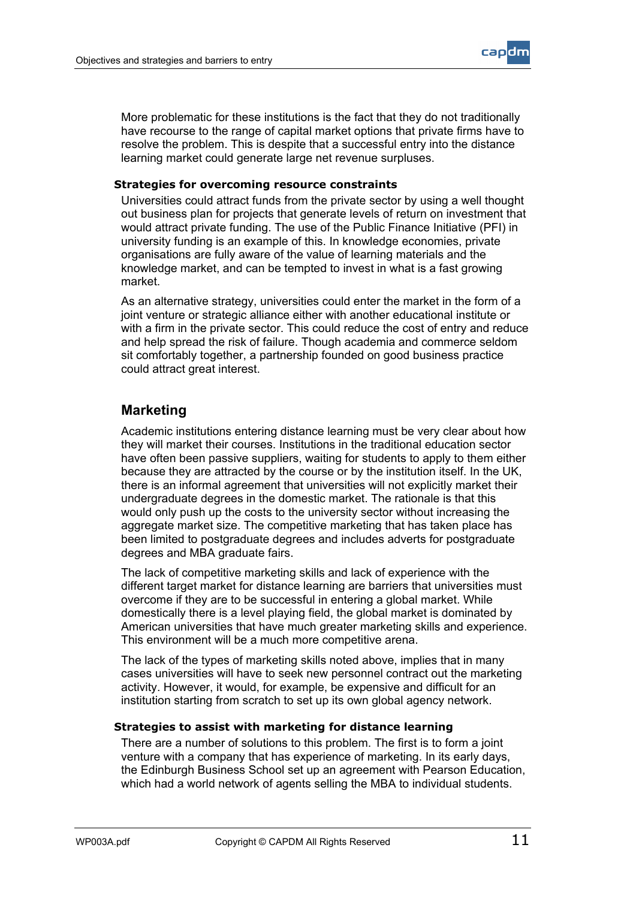More problematic for these institutions is the fact that they do not traditionally have recourse to the range of capital market options that private firms have to resolve the problem. This is despite that a successful entry into the distance learning market could generate large net revenue surpluses.

#### Strategies for overcoming resource constraints

Universities could attract funds from the private sector by using a well thought out business plan for projects that generate levels of return on investment that would attract private funding. The use of the Public Finance Initiative (PFI) in university funding is an example of this. In knowledge economies, private organisations are fully aware of the value of learning materials and the knowledge market, and can be tempted to invest in what is a fast growing market.

As an alternative strategy, universities could enter the market in the form of a joint venture or strategic alliance either with another educational institute or with a firm in the private sector. This could reduce the cost of entry and reduce and help spread the risk of failure. Though academia and commerce seldom sit comfortably together, a partnership founded on good business practice could attract great interest.

### Marketing

Academic institutions entering distance learning must be very clear about how they will market their courses. Institutions in the traditional education sector have often been passive suppliers, waiting for students to apply to them either because they are attracted by the course or by the institution itself. In the UK, there is an informal agreement that universities will not explicitly market their undergraduate degrees in the domestic market. The rationale is that this would only push up the costs to the university sector without increasing the aggregate market size. The competitive marketing that has taken place has been limited to postgraduate degrees and includes adverts for postgraduate degrees and MBA graduate fairs.

The lack of competitive marketing skills and lack of experience with the different target market for distance learning are barriers that universities must overcome if they are to be successful in entering a global market. While domestically there is a level playing field, the global market is dominated by American universities that have much greater marketing skills and experience. This environment will be a much more competitive arena.

The lack of the types of marketing skills noted above, implies that in many cases universities will have to seek new personnel contract out the marketing activity. However, it would, for example, be expensive and difficult for an institution starting from scratch to set up its own global agency network.

#### Strategies to assist with marketing for distance learning

There are a number of solutions to this problem. The first is to form a joint venture with a company that has experience of marketing. In its early days, the Edinburgh Business School set up an agreement with Pearson Education, which had a world network of agents selling the MBA to individual students.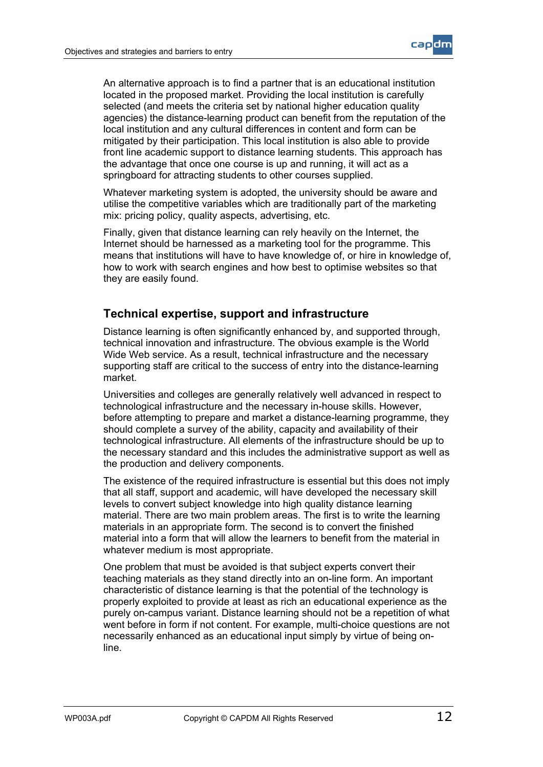An alternative approach is to find a partner that is an educational institution located in the proposed market. Providing the local institution is carefully selected (and meets the criteria set by national higher education quality agencies) the distance-learning product can benefit from the reputation of the local institution and any cultural differences in content and form can be mitigated by their participation. This local institution is also able to provide front line academic support to distance learning students. This approach has the advantage that once one course is up and running, it will act as a springboard for attracting students to other courses supplied.

Whatever marketing system is adopted, the university should be aware and utilise the competitive variables which are traditionally part of the marketing mix: pricing policy, quality aspects, advertising, etc.

Finally, given that distance learning can rely heavily on the Internet, the Internet should be harnessed as a marketing tool for the programme. This means that institutions will have to have knowledge of, or hire in knowledge of, how to work with search engines and how best to optimise websites so that they are easily found.

## Technical expertise, support and infrastructure

Distance learning is often significantly enhanced by, and supported through, technical innovation and infrastructure. The obvious example is the World Wide Web service. As a result, technical infrastructure and the necessary supporting staff are critical to the success of entry into the distance-learning market.

Universities and colleges are generally relatively well advanced in respect to technological infrastructure and the necessary in-house skills. However, before attempting to prepare and market a distance-learning programme, they should complete a survey of the ability, capacity and availability of their technological infrastructure. All elements of the infrastructure should be up to the necessary standard and this includes the administrative support as well as the production and delivery components.

The existence of the required infrastructure is essential but this does not imply that all staff, support and academic, will have developed the necessary skill levels to convert subject knowledge into high quality distance learning material. There are two main problem areas. The first is to write the learning materials in an appropriate form. The second is to convert the finished material into a form that will allow the learners to benefit from the material in whatever medium is most appropriate.

One problem that must be avoided is that subject experts convert their teaching materials as they stand directly into an on-line form. An important characteristic of distance learning is that the potential of the technology is properly exploited to provide at least as rich an educational experience as the purely on-campus variant. Distance learning should not be a repetition of what went before in form if not content. For example, multi-choice questions are not necessarily enhanced as an educational input simply by virtue of being on-line.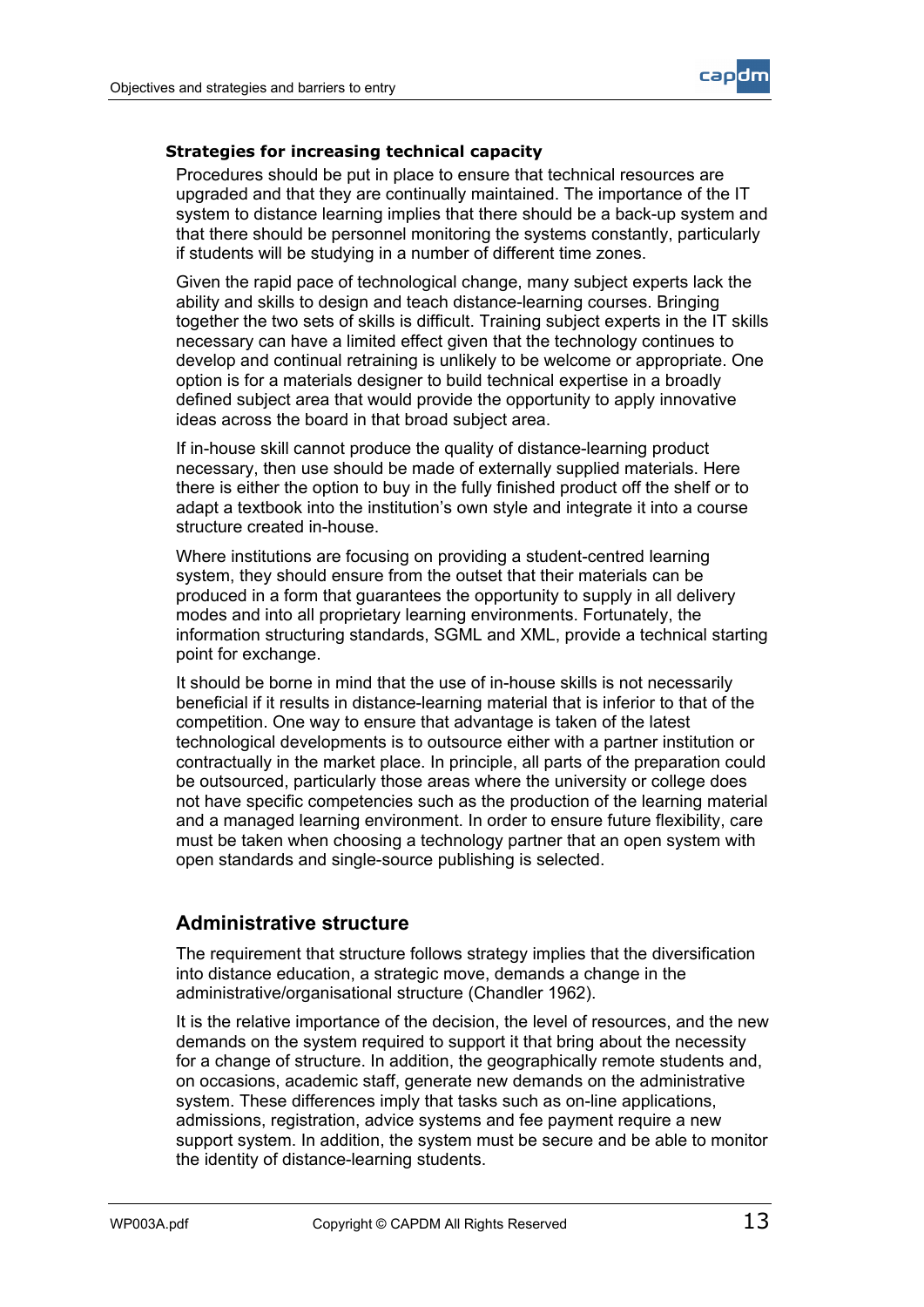### Strategies for increasing technical capacity

Procedures should be put in place to ensure that technical resources are upgraded and that they are continually maintained. The importance of the IT system to distance learning implies that there should be a back-up system and that there should be personnel monitoring the systems constantly, particularly if students will be studying in a number of different time zones.

Given the rapid pace of technological change, many subject experts lack the ability and skills to design and teach distance-learning courses. Bringing together the two sets of skills is difficult. Training subject experts in the IT skills necessary can have a limited effect given that the technology continues to develop and continual retraining is unlikely to be welcome or appropriate. One option is for a materials designer to build technical expertise in a broadly defined subject area that would provide the opportunity to apply innovative ideas across the board in that broad subject area.

If in-house skill cannot produce the quality of distance-learning product necessary, then use should be made of externally supplied materials. Here there is either the option to buy in the fully finished product off the shelf or to adapt a textbook into the institution's own style and integrate it into a course structure created in-house.

Where institutions are focusing on providing a student-centred learning system, they should ensure from the outset that their materials can be produced in a form that guarantees the opportunity to supply in all delivery modes and into all proprietary learning environments. Fortunately, the information structuring standards, SGML and XML, provide a technical starting point for exchange.

It should be borne in mind that the use of in-house skills is not necessarily beneficial if it results in distance-learning material that is inferior to that of the competition. One way to ensure that advantage is taken of the latest technological developments is to outsource either with a partner institution or contractually in the market place. In principle, all parts of the preparation could be outsourced, particularly those areas where the university or college does not have specific competencies such as the production of the learning material and a managed learning environment. In order to ensure future flexibility, care must be taken when choosing a technology partner that an open system with open standards and single-source publishing is selected.

## Administrative structure

The requirement that structure follows strategy implies that the diversification into distance education, a strategic move, demands a change in the administrative/organisational structure (Chandler 1962).

It is the relative importance of the decision, the level of resources, and the new demands on the system required to support it that bring about the necessity for a change of structure. In addition, the geographically remote students and, on occasions, academic staff, generate new demands on the administrative system. These differences imply that tasks such as on-line applications, admissions, registration, advice systems and fee payment require a new support system. In addition, the system must be secure and be able to monitor the identity of distance-learning students.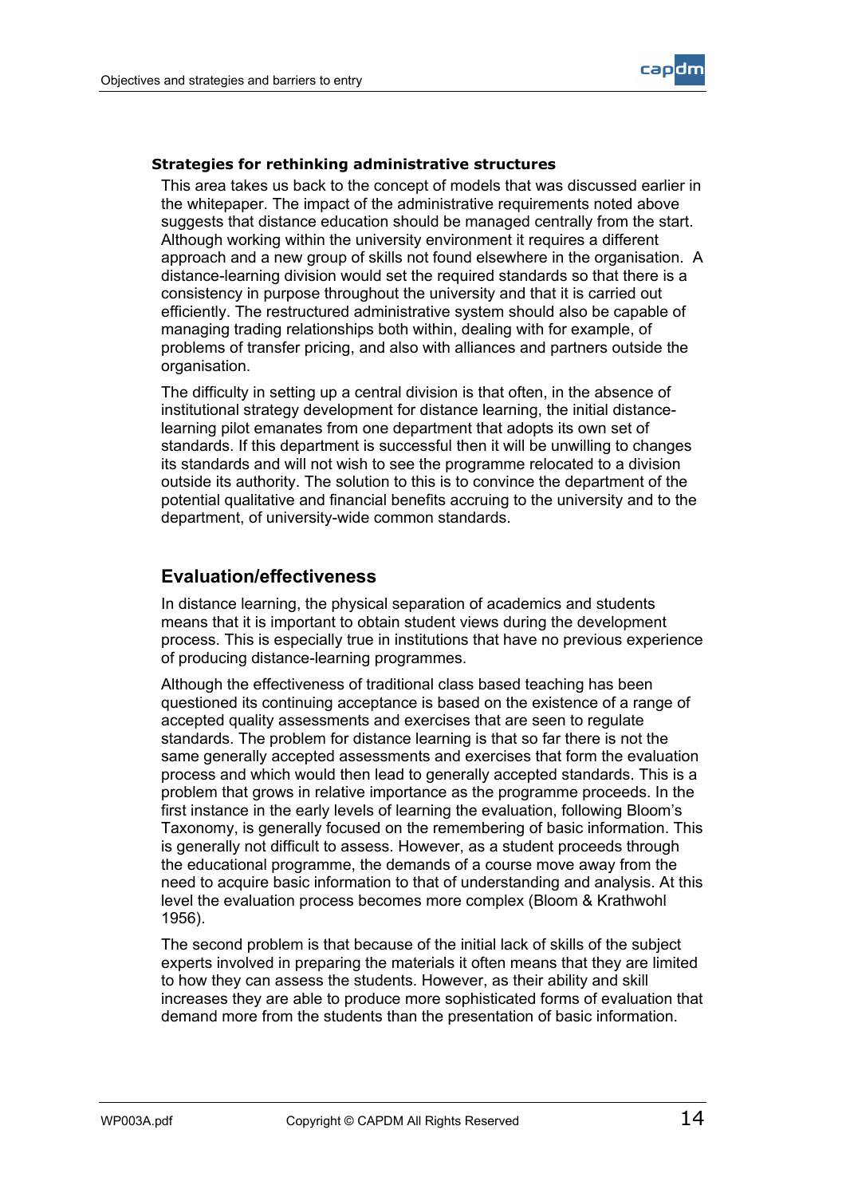**Strategies for rethinking administrative structures**

This area takes us back to the concept of models that was discussed earlier in the whitepaper. The impact of the administrative requirements noted above suggests that distance education should be managed centrally from the start. Although working within the university environment it requires a different approach and a new group of skills not found elsewhere in the organisation. A distance-learning division would set the required standards so that there is a consistency in purpose throughout the university and that it is carried out efficiently. The restructured administrative system should also be capable of managing trading relationships both within, dealing with for example, of problems of transfer pricing, and also with alliances and partners outside the organisation.

The difficulty in setting up a central division is that often, in the absence of institutional strategy development for distance learning, the initial distance-learning pilot emanates from one department that adopts its own set of standards. If this department is successful then it will be unwilling to changes its standards and will not wish to see the programme relocated to a division outside its authority. The solution to this is to convince the department of the potential qualitative and financial benefits accruing to the university and to the department, of university-wide common standards.

## Evaluation/effectiveness

In distance learning, the physical separation of academics and students means that it is important to obtain student views during the development process. This is especially true in institutions that have no previous experience of producing distance-learning programmes.

Although the effectiveness of traditional class based teaching has been questioned its continuing acceptance is based on the existence of a range of accepted quality assessments and exercises that are seen to regulate standards. The problem for distance learning is that so far there is not the same generally accepted assessments and exercises that form the evaluation process and which would then lead to generally accepted standards. This is a problem that grows in relative importance as the programme proceeds. In the first instance in the early levels of learning the evaluation, following Bloom's Taxonomy, is generally focused on the remembering of basic information. This is generally not difficult to assess. However, as a student proceeds through the educational programme, the demands of a course move away from the need to acquire basic information to that of understanding and analysis. At this level the evaluation process becomes more complex (Bloom & Krathwohl 1956).

The second problem is that because of the initial lack of skills of the subject experts involved in preparing the materials it often means that they are limited to how they can assess the students. However, as their ability and skill increases they are able to produce more sophisticated forms of evaluation that demand more from the students than the presentation of basic information.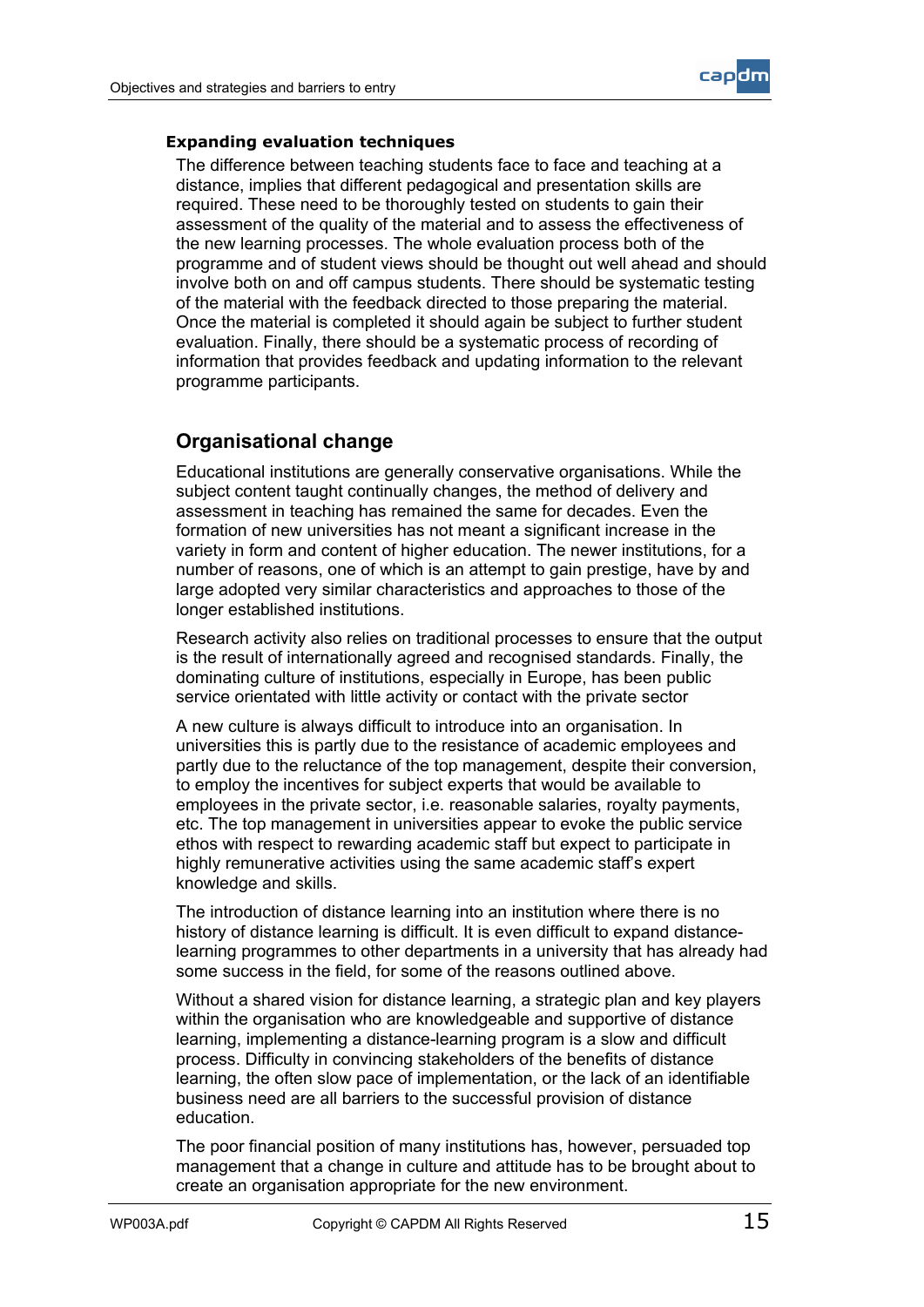### Expanding evaluation techniques

The difference between teaching students face to face and teaching at a distance, implies that different pedagogical and presentation skills are required. These need to be thoroughly tested on students to gain their assessment of the quality of the material and to assess the effectiveness of the new learning processes. The whole evaluation process both of the programme and of student views should be thought out well ahead and should involve both on and off campus students. There should be systematic testing of the material with the feedback directed to those preparing the material. Once the material is completed it should again be subject to further student evaluation. Finally, there should be a systematic process of recording of information that provides feedback and updating information to the relevant programme participants.

## Organisational change

Educational institutions are generally conservative organisations. While the subject content taught continually changes, the method of delivery and assessment in teaching has remained the same for decades. Even the formation of new universities has not meant a significant increase in the variety in form and content of higher education. The newer institutions, for a number of reasons, one of which is an attempt to gain prestige, have by and large adopted very similar characteristics and approaches to those of the longer established institutions.

Research activity also relies on traditional processes to ensure that the output is the result of internationally agreed and recognised standards. Finally, the dominating culture of institutions, especially in Europe, has been public service orientated with little activity or contact with the private sector

A new culture is always difficult to introduce into an organisation. In universities this is partly due to the resistance of academic employees and partly due to the reluctance of the top management, despite their conversion, to employ the incentives for subject experts that would be available to employees in the private sector, i.e. reasonable salaries, royalty payments, etc. The top management in universities appear to evoke the public service ethos with respect to rewarding academic staff but expect to participate in highly remunerative activities using the same academic staff's expert knowledge and skills.

The introduction of distance learning into an institution where there is no history of distance learning is difficult. It is even difficult to expand distance-learning programmes to other departments in a university that has already had some success in the field, for some of the reasons outlined above.

Without a shared vision for distance learning, a strategic plan and key players within the organisation who are knowledgeable and supportive of distance learning, implementing a distance-learning program is a slow and difficult process. Difficulty in convincing stakeholders of the benefits of distance learning, the often slow pace of implementation, or the lack of an identifiable business need are all barriers to the successful provision of distance education.

The poor financial position of many institutions has, however, persuaded top management that a change in culture and attitude has to be brought about to create an organisation appropriate for the new environment.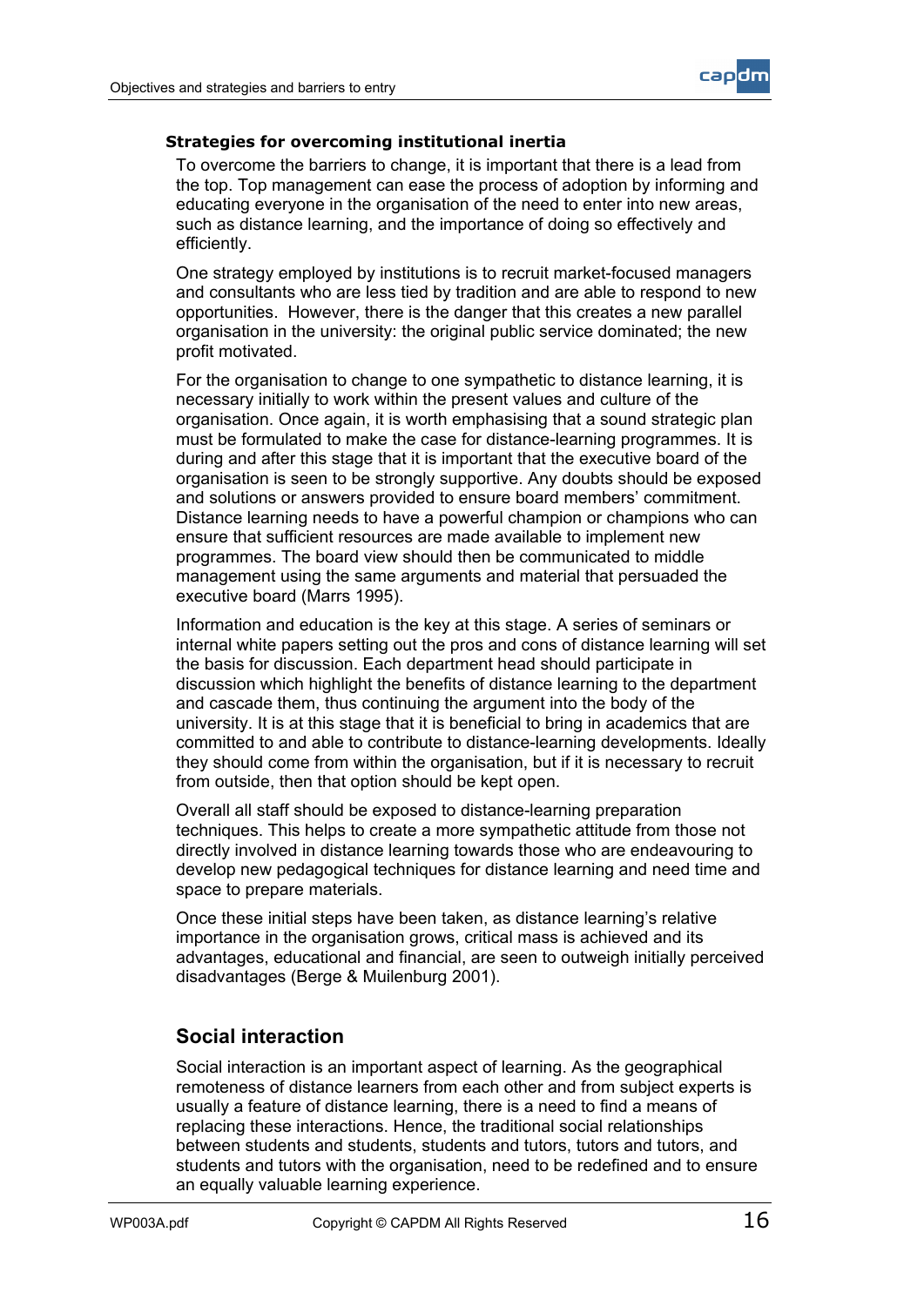### Strategies for overcoming institutional inertia

To overcome the barriers to change, it is important that there is a lead from the top. Top management can ease the process of adoption by informing and educating everyone in the organisation of the need to enter into new areas, such as distance learning, and the importance of doing so effectively and efficiently.

One strategy employed by institutions is to recruit market-focused managers and consultants who are less tied by tradition and are able to respond to new opportunities. However, there is the danger that this creates a new parallel organisation in the university: the original public service dominated; the new profit motivated.

For the organisation to change to one sympathetic to distance learning, it is necessary initially to work within the present values and culture of the organisation. Once again, it is worth emphasising that a sound strategic plan must be formulated to make the case for distance-learning programmes. It is during and after this stage that it is important that the executive board of the organisation is seen to be strongly supportive. Any doubts should be exposed and solutions or answers provided to ensure board members' commitment. Distance learning needs to have a powerful champion or champions who can ensure that sufficient resources are made available to implement new programmes. The board view should then be communicated to middle management using the same arguments and material that persuaded the executive board (Marrs 1995).

Information and education is the key at this stage. A series of seminars or internal white papers setting out the pros and cons of distance learning will set the basis for discussion. Each department head should participate in discussion which highlight the benefits of distance learning to the department and cascade them, thus continuing the argument into the body of the university. It is at this stage that it is beneficial to bring in academics that are committed to and able to contribute to distance-learning developments. Ideally they should come from within the organisation, but if it is necessary to recruit from outside, then that option should be kept open.

Overall all staff should be exposed to distance-learning preparation techniques. This helps to create a more sympathetic attitude from those not directly involved in distance learning towards those who are endeavouring to develop new pedagogical techniques for distance learning and need time and space to prepare materials.

Once these initial steps have been taken, as distance learning's relative importance in the organisation grows, critical mass is achieved and its advantages, educational and financial, are seen to outweigh initially perceived disadvantages (Berge & Muilenburg 2001).

## Social interaction

Social interaction is an important aspect of learning. As the geographical remoteness of distance learners from each other and from subject experts is usually a feature of distance learning, there is a need to find a means of replacing these interactions. Hence, the traditional social relationships between students and students, students and tutors, tutors and tutors, and students and tutors with the organisation, need to be redefined and to ensure an equally valuable learning experience.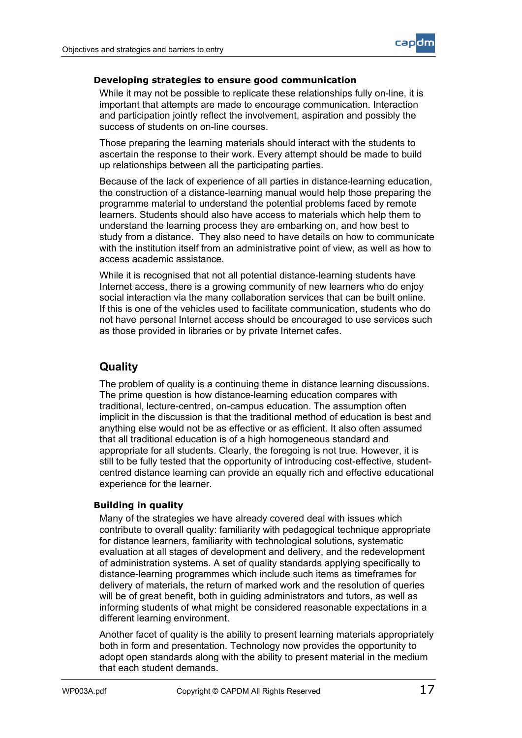### Developing strategies to ensure good communication

While it may not be possible to replicate these relationships fully on-line, it is important that attempts are made to encourage communication. Interaction and participation jointly reflect the involvement, aspiration and possibly the success of students on on-line courses.

Those preparing the learning materials should interact with the students to ascertain the response to their work. Every attempt should be made to build up relationships between all the participating parties.

Because of the lack of experience of all parties in distance-learning education, the construction of a distance-learning manual would help those preparing the programme material to understand the potential problems faced by remote learners. Students should also have access to materials which help them to understand the learning process they are embarking on, and how best to study from a distance. They also need to have details on how to communicate with the institution itself from an administrative point of view, as well as how to access academic assistance.

While it is recognised that not all potential distance-learning students have Internet access, there is a growing community of new learners who do enjoy social interaction via the many collaboration services that can be built online. If this is one of the vehicles used to facilitate communication, students who do not have personal Internet access should be encouraged to use services such as those provided in libraries or by private Internet cafes.

## Quality

The problem of quality is a continuing theme in distance learning discussions. The prime question is how distance-learning education compares with traditional, lecture-centred, on-campus education. The assumption often implicit in the discussion is that the traditional method of education is best and anything else would not be as effective or as efficient. It also often assumed that all traditional education is of a high homogeneous standard and appropriate for all students. Clearly, the foregoing is not true. However, it is still to be fully tested that the opportunity of introducing cost-effective, student-centred distance learning can provide an equally rich and effective educational experience for the learner.

### Building in quality

Many of the strategies we have already covered deal with issues which contribute to overall quality: familiarity with pedagogical technique appropriate for distance learners, familiarity with technological solutions, systematic evaluation at all stages of development and delivery, and the redevelopment of administration systems. A set of quality standards applying specifically to distance-learning programmes which include such items as timeframes for delivery of materials, the return of marked work and the resolution of queries will be of great benefit, both in guiding administrators and tutors, as well as informing students of what might be considered reasonable expectations in a different learning environment.

Another facet of quality is the ability to present learning materials appropriately both in form and presentation. Technology now provides the opportunity to adopt open standards along with the ability to present material in the medium that each student demands.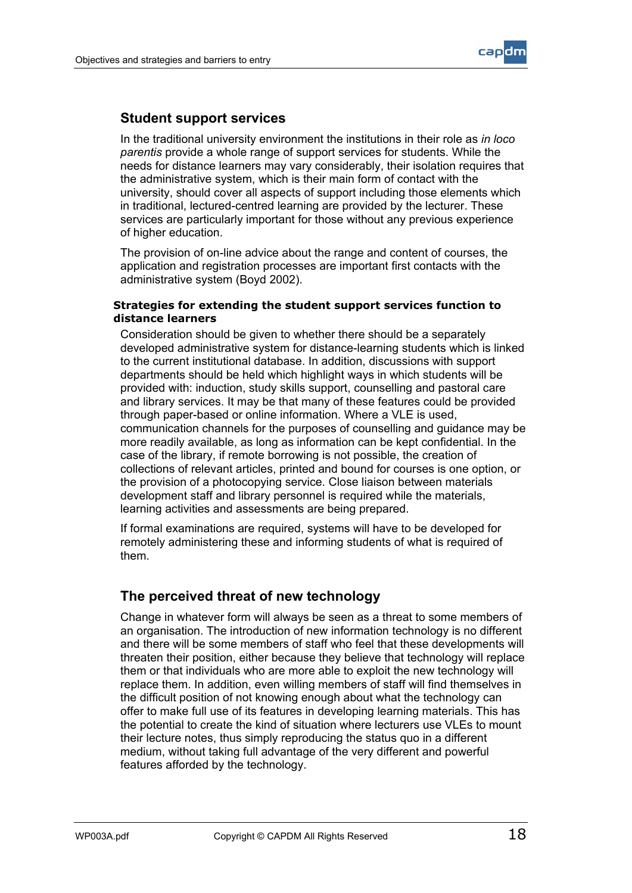## Student support services

In the traditional university environment the institutions in their role as *in loco parentis* provide a whole range of support services for students. While the needs for distance learners may vary considerably, their isolation requires that the administrative system, which is their main form of contact with the university, should cover all aspects of support including those elements which in traditional, lectured-centred learning are provided by the lecturer. These services are particularly important for those without any previous experience of higher education.

The provision of on-line advice about the range and content of courses, the application and registration processes are important first contacts with the administrative system (Boyd 2002).

#### Strategies for extending the student support services function to distance learners

Consideration should be given to whether there should be a separately developed administrative system for distance-learning students which is linked to the current institutional database. In addition, discussions with support departments should be held which highlight ways in which students will be provided with: induction, study skills support, counselling and pastoral care and library services. It may be that many of these features could be provided through paper-based or online information. Where a VLE is used, communication channels for the purposes of counselling and guidance may be more readily available, as long as information can be kept confidential. In the case of the library, if remote borrowing is not possible, the creation of collections of relevant articles, printed and bound for courses is one option, or the provision of a photocopying service. Close liaison between materials development staff and library personnel is required while the materials, learning activities and assessments are being prepared.

If formal examinations are required, systems will have to be developed for remotely administering these and informing students of what is required of them.

## The perceived threat of new technology

Change in whatever form will always be seen as a threat to some members of an organisation. The introduction of new information technology is no different and there will be some members of staff who feel that these developments will threaten their position, either because they believe that technology will replace them or that individuals who are more able to exploit the new technology will replace them. In addition, even willing members of staff will find themselves in the difficult position of not knowing enough about what the technology can offer to make full use of its features in developing learning materials. This has the potential to create the kind of situation where lecturers use VLEs to mount their lecture notes, thus simply reproducing the status quo in a different medium, without taking full advantage of the very different and powerful features afforded by the technology.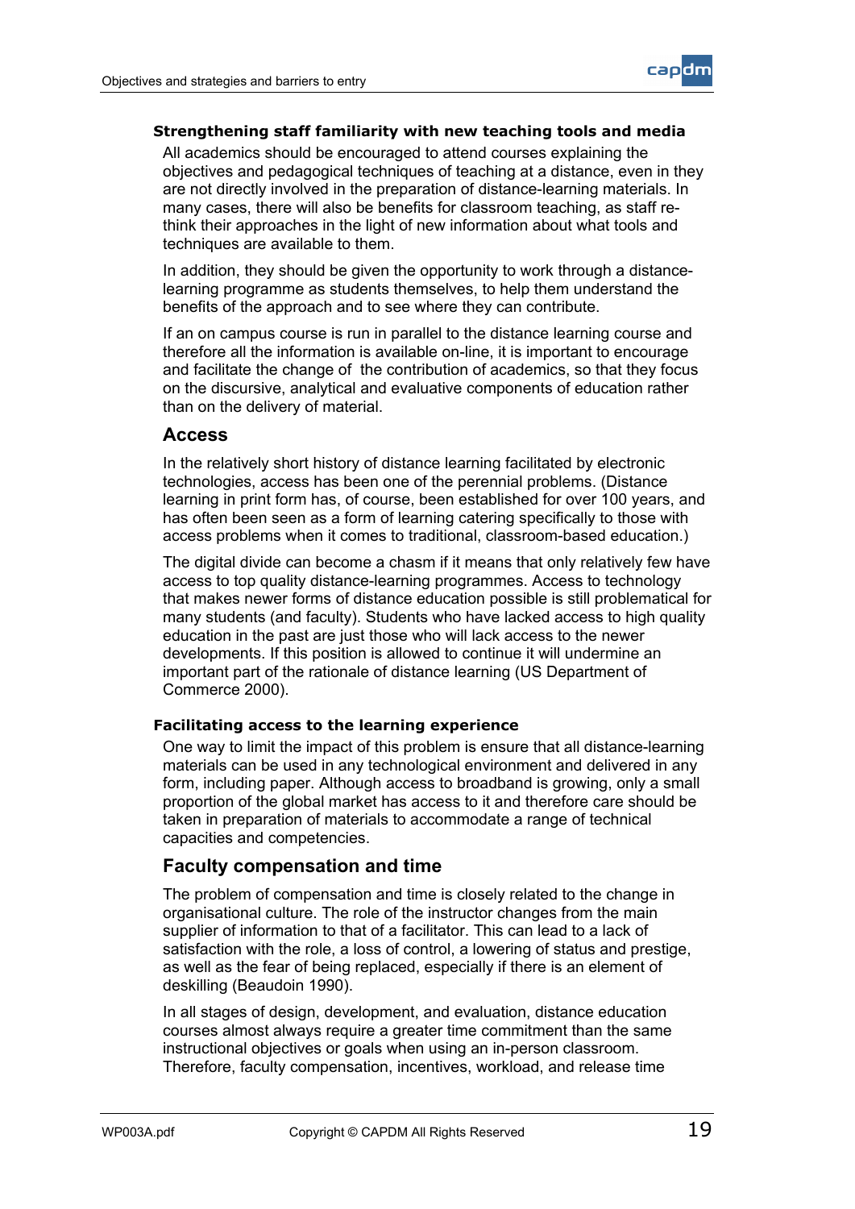#### Strengthening staff familiarity with new teaching tools and media

All academics should be encouraged to attend courses explaining the objectives and pedagogical techniques of teaching at a distance, even in they are not directly involved in the preparation of distance-learning materials. In many cases, there will also be benefits for classroom teaching, as staff re-think their approaches in the light of new information about what tools and techniques are available to them.

In addition, they should be given the opportunity to work through a distance-learning programme as students themselves, to help them understand the benefits of the approach and to see where they can contribute.

If an on campus course is run in parallel to the distance learning course and therefore all the information is available on-line, it is important to encourage and facilitate the change of  the contribution of academics, so that they focus on the discursive, analytical and evaluative components of education rather than on the delivery of material.

### Access

In the relatively short history of distance learning facilitated by electronic technologies, access has been one of the perennial problems. (Distance learning in print form has, of course, been established for over 100 years, and has often been seen as a form of learning catering specifically to those with access problems when it comes to traditional, classroom-based education.)

The digital divide can become a chasm if it means that only relatively few have access to top quality distance-learning programmes. Access to technology that makes newer forms of distance education possible is still problematical for many students (and faculty). Students who have lacked access to high quality education in the past are just those who will lack access to the newer developments. If this position is allowed to continue it will undermine an important part of the rationale of distance learning (US Department of Commerce 2000).

#### Facilitating access to the learning experience

One way to limit the impact of this problem is ensure that all distance-learning materials can be used in any technological environment and delivered in any form, including paper. Although access to broadband is growing, only a small proportion of the global market has access to it and therefore care should be taken in preparation of materials to accommodate a range of technical capacities and competencies.

### Faculty compensation and time

The problem of compensation and time is closely related to the change in organisational culture. The role of the instructor changes from the main supplier of information to that of a facilitator. This can lead to a lack of satisfaction with the role, a loss of control, a lowering of status and prestige, as well as the fear of being replaced, especially if there is an element of deskilling (Beaudoin 1990).

In all stages of design, development, and evaluation, distance education courses almost always require a greater time commitment than the same instructional objectives or goals when using an in-person classroom. Therefore, faculty compensation, incentives, workload, and release time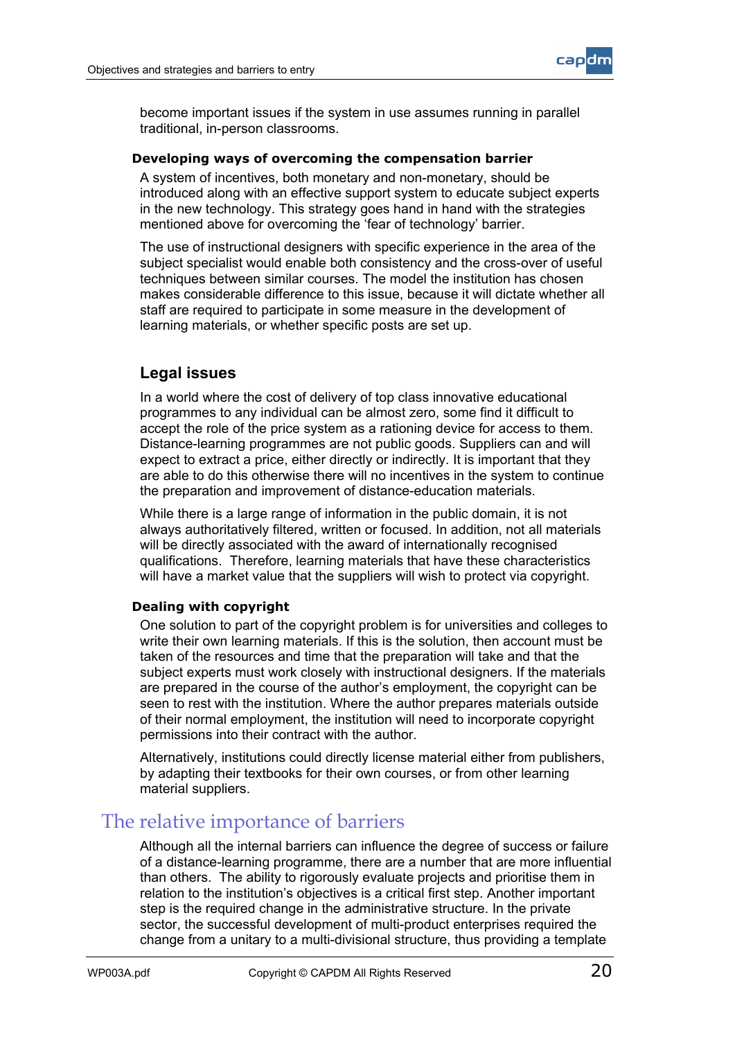become important issues if the system in use assumes running in parallel traditional, in-person classrooms.

#### Developing ways of overcoming the compensation barrier

A system of incentives, both monetary and non-monetary, should be introduced along with an effective support system to educate subject experts in the new technology. This strategy goes hand in hand with the strategies mentioned above for overcoming the 'fear of technology' barrier.

The use of instructional designers with specific experience in the area of the subject specialist would enable both consistency and the cross-over of useful techniques between similar courses. The model the institution has chosen makes considerable difference to this issue, because it will dictate whether all staff are required to participate in some measure in the development of learning materials, or whether specific posts are set up.

### Legal issues

In a world where the cost of delivery of top class innovative educational programmes to any individual can be almost zero, some find it difficult to accept the role of the price system as a rationing device for access to them. Distance-learning programmes are not public goods. Suppliers can and will expect to extract a price, either directly or indirectly. It is important that they are able to do this otherwise there will no incentives in the system to continue the preparation and improvement of distance-education materials.

While there is a large range of information in the public domain, it is not always authoritatively filtered, written or focused. In addition, not all materials will be directly associated with the award of internationally recognised qualifications. Therefore, learning materials that have these characteristics will have a market value that the suppliers will wish to protect via copyright.

#### Dealing with copyright

One solution to part of the copyright problem is for universities and colleges to write their own learning materials. If this is the solution, then account must be taken of the resources and time that the preparation will take and that the subject experts must work closely with instructional designers. If the materials are prepared in the course of the author's employment, the copyright can be seen to rest with the institution. Where the author prepares materials outside of their normal employment, the institution will need to incorporate copyright permissions into their contract with the author.

Alternatively, institutions could directly license material either from publishers, by adapting their textbooks for their own courses, or from other learning material suppliers.

## The relative importance of barriers

Although all the internal barriers can influence the degree of success or failure of a distance-learning programme, there are a number that are more influential than others. The ability to rigorously evaluate projects and prioritise them in relation to the institution's objectives is a critical first step. Another important step is the required change in the administrative structure. In the private sector, the successful development of multi-product enterprises required the change from a unitary to a multi-divisional structure, thus providing a template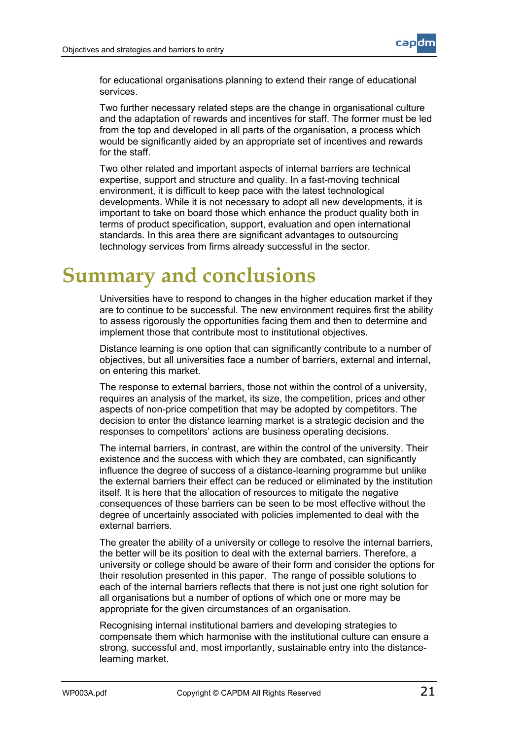for educational organisations planning to extend their range of educational services.

Two further necessary related steps are the change in organisational culture and the adaptation of rewards and incentives for staff. The former must be led from the top and developed in all parts of the organisation, a process which would be significantly aided by an appropriate set of incentives and rewards for the staff.

Two other related and important aspects of internal barriers are technical expertise, support and structure and quality. In a fast-moving technical environment, it is difficult to keep pace with the latest technological developments. While it is not necessary to adopt all new developments, it is important to take on board those which enhance the product quality both in terms of product specification, support, evaluation and open international standards. In this area there are significant advantages to outsourcing technology services from firms already successful in the sector.

# Summary and conclusions

Universities have to respond to changes in the higher education market if they are to continue to be successful. The new environment requires first the ability to assess rigorously the opportunities facing them and then to determine and implement those that contribute most to institutional objectives.

Distance learning is one option that can significantly contribute to a number of objectives, but all universities face a number of barriers, external and internal, on entering this market.

The response to external barriers, those not within the control of a university, requires an analysis of the market, its size, the competition, prices and other aspects of non-price competition that may be adopted by competitors. The decision to enter the distance learning market is a strategic decision and the responses to competitors' actions are business operating decisions.

The internal barriers, in contrast, are within the control of the university. Their existence and the success with which they are combated, can significantly influence the degree of success of a distance-learning programme but unlike the external barriers their effect can be reduced or eliminated by the institution itself. It is here that the allocation of resources to mitigate the negative consequences of these barriers can be seen to be most effective without the degree of uncertainly associated with policies implemented to deal with the external barriers.

The greater the ability of a university or college to resolve the internal barriers, the better will be its position to deal with the external barriers. Therefore, a university or college should be aware of their form and consider the options for their resolution presented in this paper. The range of possible solutions to each of the internal barriers reflects that there is not just one right solution for all organisations but a number of options of which one or more may be appropriate for the given circumstances of an organisation.

Recognising internal institutional barriers and developing strategies to compensate them which harmonise with the institutional culture can ensure a strong, successful and, most importantly, sustainable entry into the distance-learning market.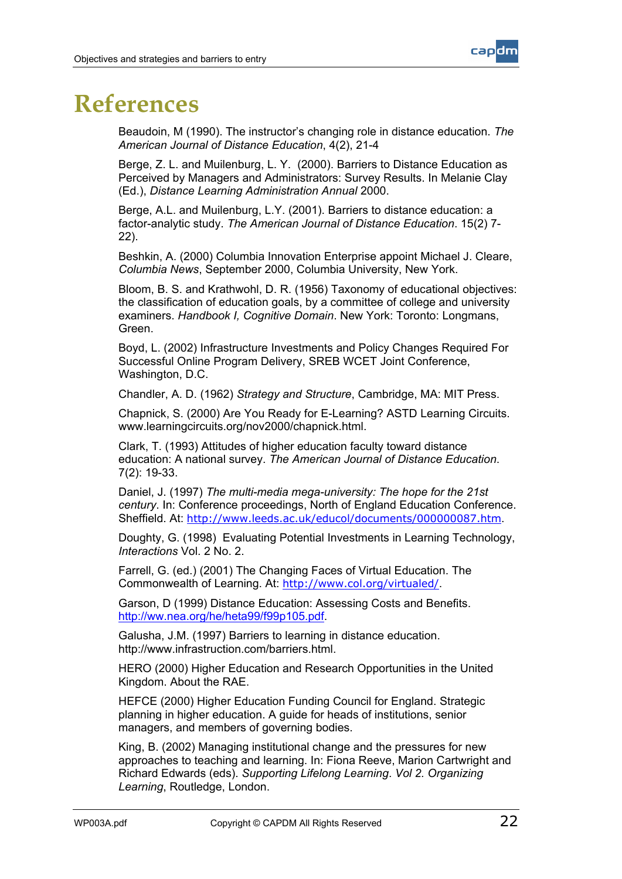# References

Beaudoin, M (1990). The instructor's changing role in distance education. *The American Journal of Distance Education*, 4(2), 21-4

Berge, Z. L. and Muilenburg, L. Y. (2000). Barriers to Distance Education as Perceived by Managers and Administrators: Survey Results. In Melanie Clay (Ed.), *Distance Learning Administration Annual* 2000.

Berge, A.L. and Muilenburg, L.Y. (2001). Barriers to distance education: a factor-analytic study. *The American Journal of Distance Education*. 15(2) 7-22).

Beshkin, A. (2000) Columbia Innovation Enterprise appoint Michael J. Cleare, *Columbia News*, September 2000, Columbia University, New York.

Bloom, B. S. and Krathwohl, D. R. (1956) Taxonomy of educational objectives: the classification of education goals, by a committee of college and university examiners. *Handbook I, Cognitive Domain*. New York: Toronto: Longmans, Green.

Boyd, L. (2002) Infrastructure Investments and Policy Changes Required For Successful Online Program Delivery, SREB WCET Joint Conference, Washington, D.C.

Chandler, A. D. (1962) *Strategy and Structure*, Cambridge, MA: MIT Press.

Chapnick, S. (2000) Are You Ready for E-Learning? ASTD Learning Circuits. www.learningcircuits.org/nov2000/chapnick.html.

Clark, T. (1993) Attitudes of higher education faculty toward distance education: A national survey. *The American Journal of Distance Education*. 7(2): 19-33.

Daniel, J. (1997) *The multi-media mega-university: The hope for the 21st century*. In: Conference proceedings, North of England Education Conference. Sheffield. At: http://www.leeds.ac.uk/educol/documents/000000087.htm.

Doughty, G. (1998) Evaluating Potential Investments in Learning Technology, *Interactions* Vol. 2 No. 2.

Farrell, G. (ed.) (2001) The Changing Faces of Virtual Education. The Commonwealth of Learning. At: http://www.col.org/virtualed/.

Garson, D (1999) Distance Education: Assessing Costs and Benefits. http://ww.nea.org/he/heta99/f99p105.pdf.

Galusha, J.M. (1997) Barriers to learning in distance education. http://www.infrastruction.com/barriers.html.

HERO (2000) Higher Education and Research Opportunities in the United Kingdom. About the RAE.

HEFCE (2000) Higher Education Funding Council for England. Strategic planning in higher education. A guide for heads of institutions, senior managers, and members of governing bodies.

King, B. (2002) Managing institutional change and the pressures for new approaches to teaching and learning. In: Fiona Reeve, Marion Cartwright and Richard Edwards (eds). *Supporting Lifelong Learning*. *Vol 2. Organizing Learning*, Routledge, London.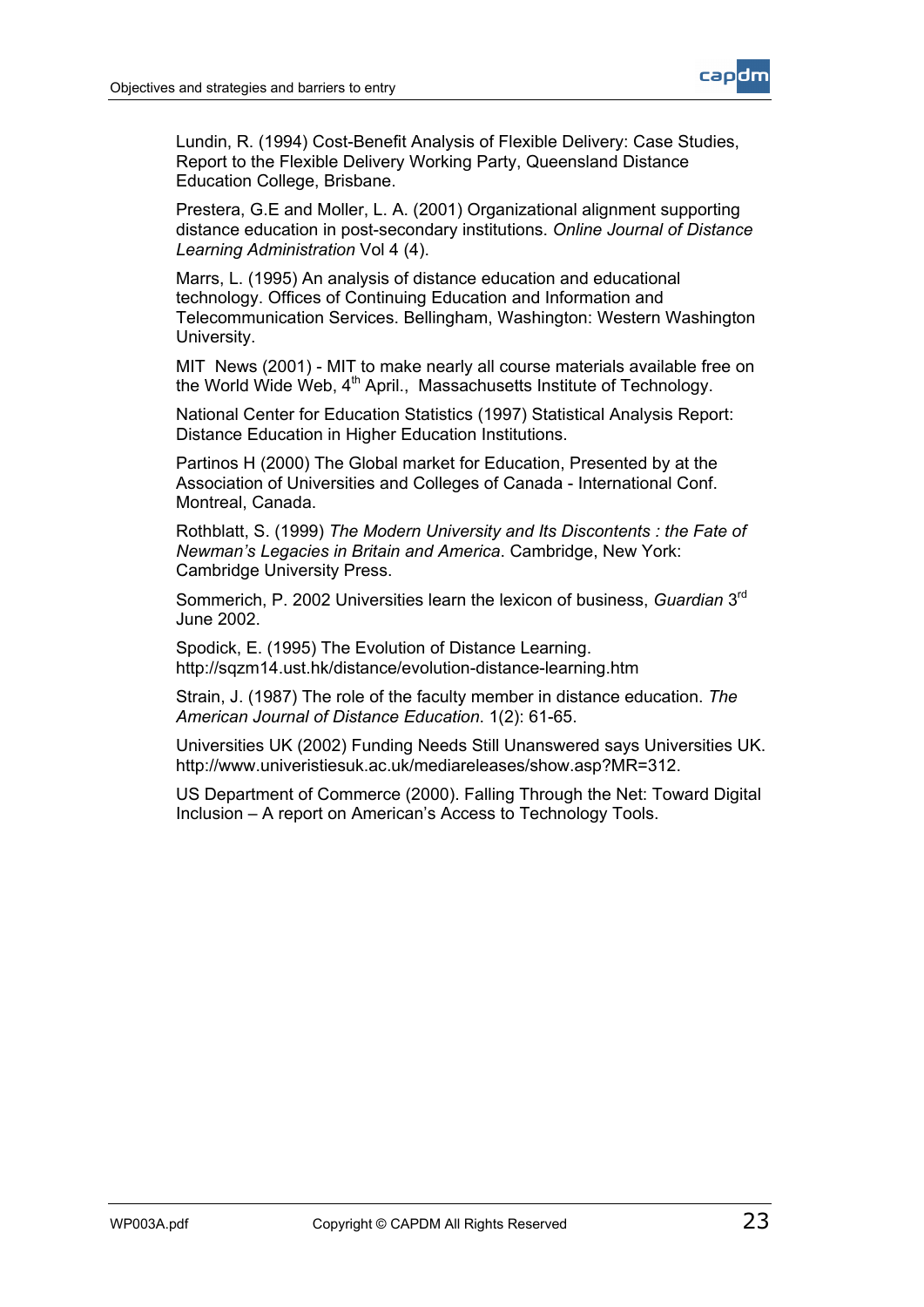Lundin, R. (1994) Cost-Benefit Analysis of Flexible Delivery: Case Studies, Report to the Flexible Delivery Working Party, Queensland Distance Education College, Brisbane.

Prestera, G.E and Moller, L. A. (2001) Organizational alignment supporting distance education in post-secondary institutions. *Online Journal of Distance Learning Administration* Vol 4 (4).

Marrs, L. (1995) An analysis of distance education and educational technology. Offices of Continuing Education and Information and Telecommunication Services. Bellingham, Washington: Western Washington University.

MIT News (2001) - MIT to make nearly all course materials available free on the World Wide Web, 4th April., Massachusetts Institute of Technology.

National Center for Education Statistics (1997) Statistical Analysis Report: Distance Education in Higher Education Institutions.

Partinos H (2000) The Global market for Education, Presented by at the Association of Universities and Colleges of Canada - International Conf. Montreal, Canada.

Rothblatt, S. (1999) *The Modern University and Its Discontents : the Fate of Newman's Legacies in Britain and America*. Cambridge, New York: Cambridge University Press.

Sommerich, P. 2002 Universities learn the lexicon of business, *Guardian* 3rd June 2002.

Spodick, E. (1995) The Evolution of Distance Learning. http://sqzm14.ust.hk/distance/evolution-distance-learning.htm

Strain, J. (1987) The role of the faculty member in distance education. *The American Journal of Distance Education*. 1(2): 61-65.

Universities UK (2002) Funding Needs Still Unanswered says Universities UK. http://www.univeristiesuk.ac.uk/mediareleases/show.asp?MR=312.

US Department of Commerce (2000). Falling Through the Net: Toward Digital Inclusion – A report on American's Access to Technology Tools.